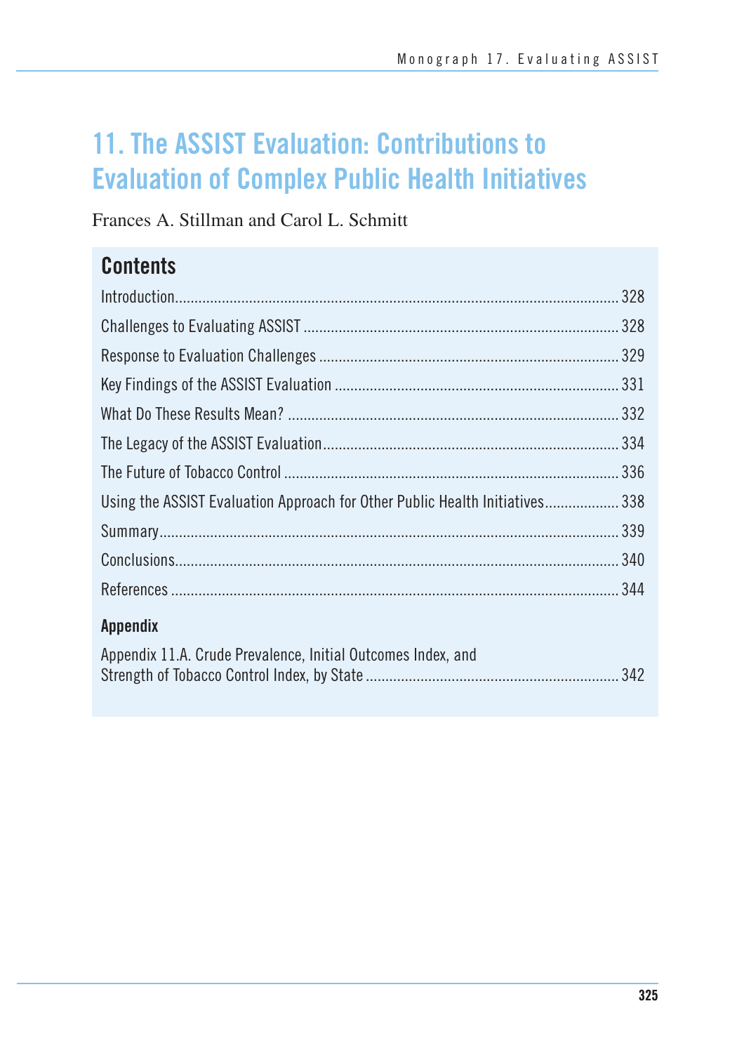# 11. The ASSIST Evaluation: Contributions to Evaluation of Complex Public Health Initiatives

Frances A. Stillman and Carol L. Schmitt

## Contents

| | |
|---|---|
| Introduction | 328 |
| Challenges to Evaluating ASSIST | 328 |
| Response to Evaluation Challenges | 329 |
| Key Findings of the ASSIST Evaluation | 331 |
| What Do These Results Mean? | 332 |
| The Legacy of the ASSIST Evaluation | 334 |
| The Future of Tobacco Control | 336 |
| Using the ASSIST Evaluation Approach for Other Public Health Initiatives | 338 |
| Summary | 339 |
| Conclusions | 340 |
| References | 344 |

### Appendix

| | |
|---|---|
| Appendix 11.A. Crude Prevalence, Initial Outcomes Index, and Strength of Tobacco Control Index, by State | 342 |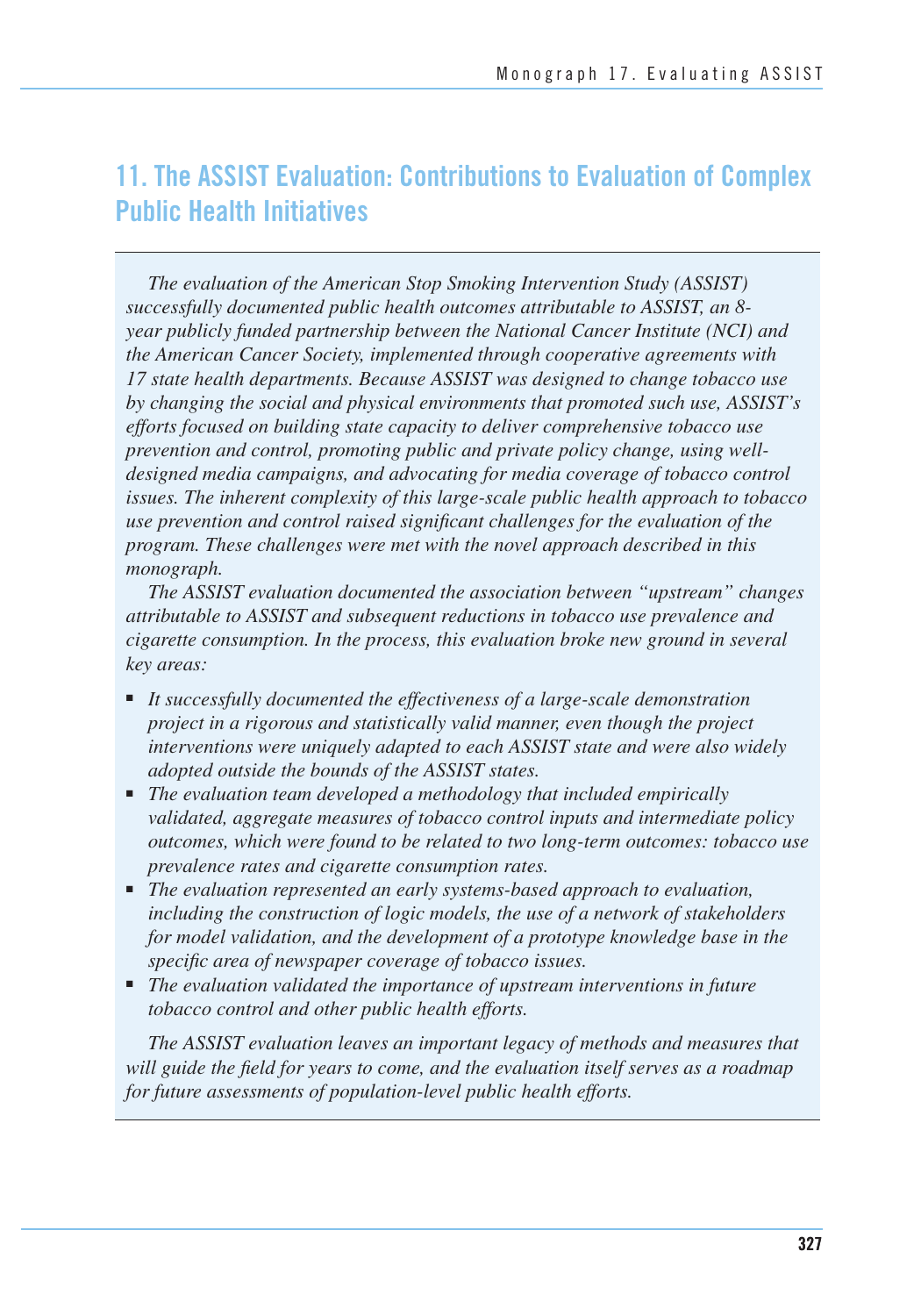# 11. The ASSIST Evaluation: Contributions to Evaluation of Complex Public Health Initiatives

*The evaluation of the American Stop Smoking Intervention Study (ASSIST) successfully documented public health outcomes attributable to ASSIST, an 8-year publicly funded partnership between the National Cancer Institute (NCI) and the American Cancer Society, implemented through cooperative agreements with 17 state health departments. Because ASSIST was designed to change tobacco use by changing the social and physical environments that promoted such use, ASSIST's efforts focused on building state capacity to deliver comprehensive tobacco use prevention and control, promoting public and private policy change, using well-designed media campaigns, and advocating for media coverage of tobacco control issues. The inherent complexity of this large-scale public health approach to tobacco use prevention and control raised significant challenges for the evaluation of the program. These challenges were met with the novel approach described in this monograph.*

*The ASSIST evaluation documented the association between "upstream" changes attributable to ASSIST and subsequent reductions in tobacco use prevalence and cigarette consumption. In the process, this evaluation broke new ground in several key areas:*

- *It successfully documented the effectiveness of a large-scale demonstration project in a rigorous and statistically valid manner, even though the project interventions were uniquely adapted to each ASSIST state and were also widely adopted outside the bounds of the ASSIST states.*
- *The evaluation team developed a methodology that included empirically validated, aggregate measures of tobacco control inputs and intermediate policy outcomes, which were found to be related to two long-term outcomes: tobacco use prevalence rates and cigarette consumption rates.*
- *The evaluation represented an early systems-based approach to evaluation, including the construction of logic models, the use of a network of stakeholders for model validation, and the development of a prototype knowledge base in the specific area of newspaper coverage of tobacco issues.*
- *The evaluation validated the importance of upstream interventions in future tobacco control and other public health efforts.*

*The ASSIST evaluation leaves an important legacy of methods and measures that will guide the field for years to come, and the evaluation itself serves as a roadmap for future assessments of population-level public health efforts.*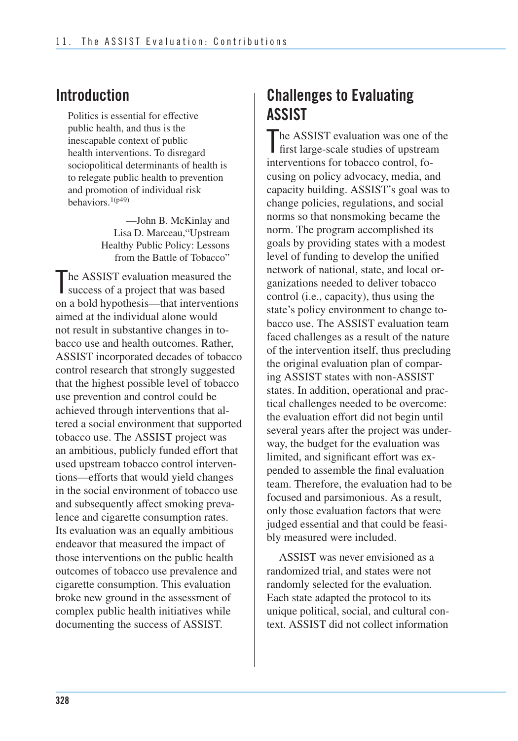## Introduction

> Politics is essential for effective public health, and thus is the inescapable context of public health interventions. To disregard sociopolitical determinants of health is to relegate public health to prevention and promotion of individual risk behaviors.[1(p49)]
>
> —John B. McKinlay and Lisa D. Marceau, "Upstream Healthy Public Policy: Lessons from the Battle of Tobacco"

The ASSIST evaluation measured the success of a project that was based on a bold hypothesis—that interventions aimed at the individual alone would not result in substantive changes in tobacco use and health outcomes. Rather, ASSIST incorporated decades of tobacco control research that strongly suggested that the highest possible level of tobacco use prevention and control could be achieved through interventions that altered a social environment that supported tobacco use. The ASSIST project was an ambitious, publicly funded effort that used upstream tobacco control interventions—efforts that would yield changes in the social environment of tobacco use and subsequently affect smoking prevalence and cigarette consumption rates. Its evaluation was an equally ambitious endeavor that measured the impact of those interventions on the public health outcomes of tobacco use prevalence and cigarette consumption. This evaluation broke new ground in the assessment of complex public health initiatives while documenting the success of ASSIST.

## Challenges to Evaluating ASSIST

The ASSIST evaluation was one of the first large-scale studies of upstream interventions for tobacco control, focusing on policy advocacy, media, and capacity building. ASSIST's goal was to change policies, regulations, and social norms so that nonsmoking became the norm. The program accomplished its goals by providing states with a modest level of funding to develop the unified network of national, state, and local organizations needed to deliver tobacco control (i.e., capacity), thus using the state's policy environment to change tobacco use. The ASSIST evaluation team faced challenges as a result of the nature of the intervention itself, thus precluding the original evaluation plan of comparing ASSIST states with non-ASSIST states. In addition, operational and practical challenges needed to be overcome: the evaluation effort did not begin until several years after the project was underway, the budget for the evaluation was limited, and significant effort was expended to assemble the final evaluation team. Therefore, the evaluation had to be focused and parsimonious. As a result, only those evaluation factors that were judged essential and that could be feasibly measured were included.

ASSIST was never envisioned as a randomized trial, and states were not randomly selected for the evaluation. Each state adapted the protocol to its unique political, social, and cultural context. ASSIST did not collect information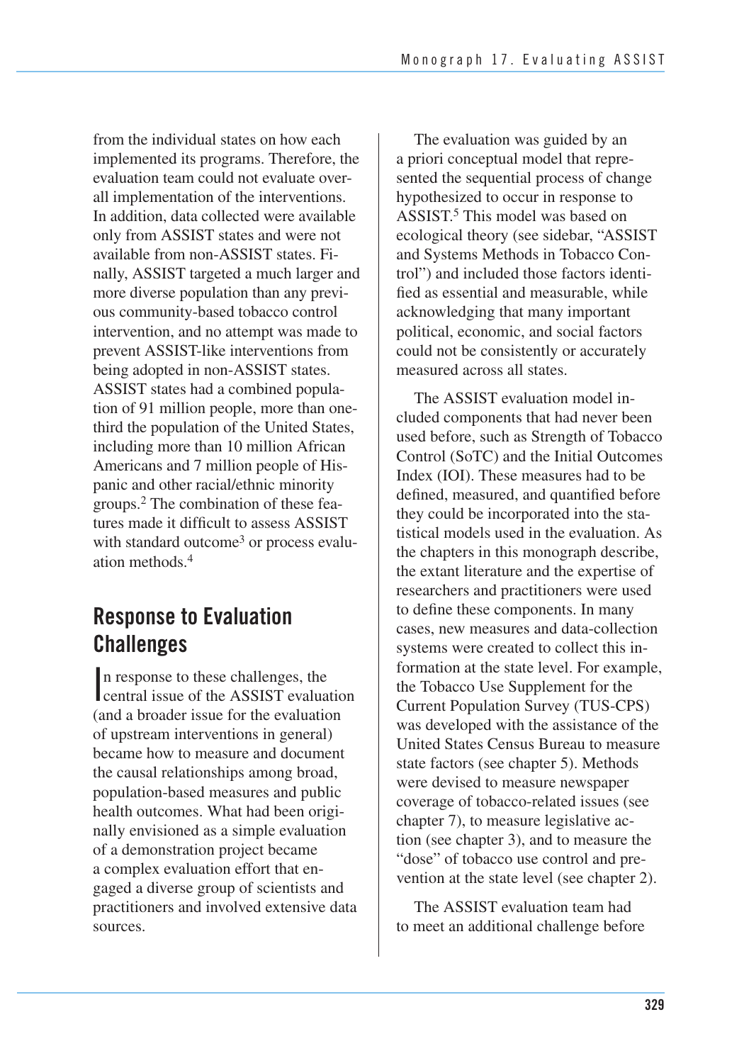from the individual states on how each implemented its programs. Therefore, the evaluation team could not evaluate overall implementation of the interventions. In addition, data collected were available only from ASSIST states and were not available from non-ASSIST states. Finally, ASSIST targeted a much larger and more diverse population than any previous community-based tobacco control intervention, and no attempt was made to prevent ASSIST-like interventions from being adopted in non-ASSIST states. ASSIST states had a combined population of 91 million people, more than one-third the population of the United States, including more than 10 million African Americans and 7 million people of Hispanic and other racial/ethnic minority groups.[2] The combination of these features made it difficult to assess ASSIST with standard outcome[3] or process evaluation methods.[4]

## Response to Evaluation Challenges

In response to these challenges, the central issue of the ASSIST evaluation (and a broader issue for the evaluation of upstream interventions in general) became how to measure and document the causal relationships among broad, population-based measures and public health outcomes. What had been originally envisioned as a simple evaluation of a demonstration project became a complex evaluation effort that engaged a diverse group of scientists and practitioners and involved extensive data sources.

The evaluation was guided by an a priori conceptual model that represented the sequential process of change hypothesized to occur in response to ASSIST.[5] This model was based on ecological theory (see sidebar, "ASSIST and Systems Methods in Tobacco Control") and included those factors identified as essential and measurable, while acknowledging that many important political, economic, and social factors could not be consistently or accurately measured across all states.

The ASSIST evaluation model included components that had never been used before, such as Strength of Tobacco Control (SoTC) and the Initial Outcomes Index (IOI). These measures had to be defined, measured, and quantified before they could be incorporated into the statistical models used in the evaluation. As the chapters in this monograph describe, the extant literature and the expertise of researchers and practitioners were used to define these components. In many cases, new measures and data-collection systems were created to collect this information at the state level. For example, the Tobacco Use Supplement for the Current Population Survey (TUS-CPS) was developed with the assistance of the United States Census Bureau to measure state factors (see chapter 5). Methods were devised to measure newspaper coverage of tobacco-related issues (see chapter 7), to measure legislative action (see chapter 3), and to measure the "dose" of tobacco use control and prevention at the state level (see chapter 2).

The ASSIST evaluation team had to meet an additional challenge before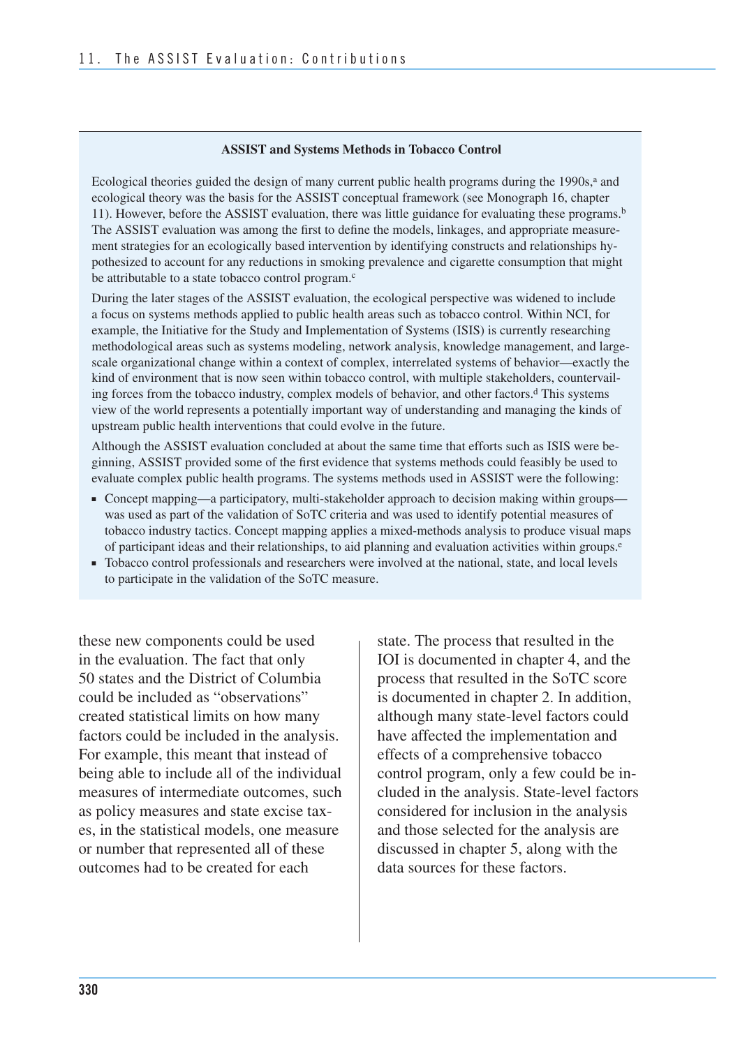### ASSIST and Systems Methods in Tobacco Control

Ecological theories guided the design of many current public health programs during the 1990s,[a] and ecological theory was the basis for the ASSIST conceptual framework (see Monograph 16, chapter 11). However, before the ASSIST evaluation, there was little guidance for evaluating these programs.[b] The ASSIST evaluation was among the first to define the models, linkages, and appropriate measurement strategies for an ecologically based intervention by identifying constructs and relationships hypothesized to account for any reductions in smoking prevalence and cigarette consumption that might be attributable to a state tobacco control program.[c]

During the later stages of the ASSIST evaluation, the ecological perspective was widened to include a focus on systems methods applied to public health areas such as tobacco control. Within NCI, for example, the Initiative for the Study and Implementation of Systems (ISIS) is currently researching methodological areas such as systems modeling, network analysis, knowledge management, and large-scale organizational change within a context of complex, interrelated systems of behavior—exactly the kind of environment that is now seen within tobacco control, with multiple stakeholders, countervailing forces from the tobacco industry, complex models of behavior, and other factors.[d] This systems view of the world represents a potentially important way of understanding and managing the kinds of upstream public health interventions that could evolve in the future.

Although the ASSIST evaluation concluded at about the same time that efforts such as ISIS were beginning, ASSIST provided some of the first evidence that systems methods could feasibly be used to evaluate complex public health programs. The systems methods used in ASSIST were the following:

- Concept mapping—a participatory, multi-stakeholder approach to decision making within groups—was used as part of the validation of SoTC criteria and was used to identify potential measures of tobacco industry tactics. Concept mapping applies a mixed-methods analysis to produce visual maps of participant ideas and their relationships, to aid planning and evaluation activities within groups.[e]
- Tobacco control professionals and researchers were involved at the national, state, and local levels to participate in the validation of the SoTC measure.

these new components could be used in the evaluation. The fact that only 50 states and the District of Columbia could be included as "observations" created statistical limits on how many factors could be included in the analysis. For example, this meant that instead of being able to include all of the individual measures of intermediate outcomes, such as policy measures and state excise taxes, in the statistical models, one measure or number that represented all of these outcomes had to be created for each state. The process that resulted in the IOI is documented in chapter 4, and the process that resulted in the SoTC score is documented in chapter 2. In addition, although many state-level factors could have affected the implementation and effects of a comprehensive tobacco control program, only a few could be included in the analysis. State-level factors considered for inclusion in the analysis and those selected for the analysis are discussed in chapter 5, along with the data sources for these factors.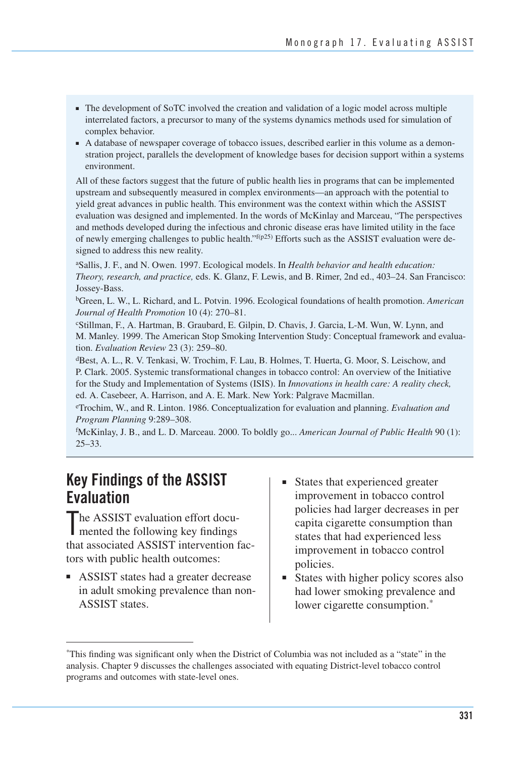- The development of SoTC involved the creation and validation of a logic model across multiple interrelated factors, a precursor to many of the systems dynamics methods used for simulation of complex behavior.
- A database of newspaper coverage of tobacco issues, described earlier in this volume as a demonstration project, parallels the development of knowledge bases for decision support within a systems environment.

All of these factors suggest that the future of public health lies in programs that can be implemented upstream and subsequently measured in complex environments—an approach with the potential to yield great advances in public health. This environment was the context within which the ASSIST evaluation was designed and implemented. In the words of McKinlay and Marceau, "The perspectives and methods developed during the infectious and chronic disease eras have limited utility in the face of newly emerging challenges to public health."[f(p25)] Efforts such as the ASSIST evaluation were designed to address this new reality.

[a]Sallis, J. F., and N. Owen. 1997. Ecological models. In *Health behavior and health education: Theory, research, and practice,* eds. K. Glanz, F. Lewis, and B. Rimer, 2nd ed., 403–24. San Francisco: Jossey-Bass.

[b]Green, L. W., L. Richard, and L. Potvin. 1996. Ecological foundations of health promotion. *American Journal of Health Promotion* 10 (4): 270–81.

[c]Stillman, F., A. Hartman, B. Graubard, E. Gilpin, D. Chavis, J. Garcia, L-M. Wun, W. Lynn, and M. Manley. 1999. The American Stop Smoking Intervention Study: Conceptual framework and evaluation. *Evaluation Review* 23 (3): 259–80.

[d]Best, A. L., R. V. Tenkasi, W. Trochim, F. Lau, B. Holmes, T. Huerta, G. Moor, S. Leischow, and P. Clark. 2005. Systemic transformational changes in tobacco control: An overview of the Initiative for the Study and Implementation of Systems (ISIS). In *Innovations in health care: A reality check,* ed. A. Casebeer, A. Harrison, and A. E. Mark. New York: Palgrave Macmillan.

[e]Trochim, W., and R. Linton. 1986. Conceptualization for evaluation and planning. *Evaluation and Program Planning* 9:289–308.

[f]McKinlay, J. B., and L. D. Marceau. 2000. To boldly go... *American Journal of Public Health* 90 (1): 25–33.

## Key Findings of the ASSIST Evaluation

The ASSIST evaluation effort documented the following key findings that associated ASSIST intervention factors with public health outcomes:

- ASSIST states had a greater decrease in adult smoking prevalence than non-ASSIST states.
- States that experienced greater improvement in tobacco control policies had larger decreases in per capita cigarette consumption than states that had experienced less improvement in tobacco control policies.
- States with higher policy scores also had lower smoking prevalence and lower cigarette consumption.*

*This finding was significant only when the District of Columbia was not included as a "state" in the analysis. Chapter 9 discusses the challenges associated with equating District-level tobacco control programs and outcomes with state-level ones.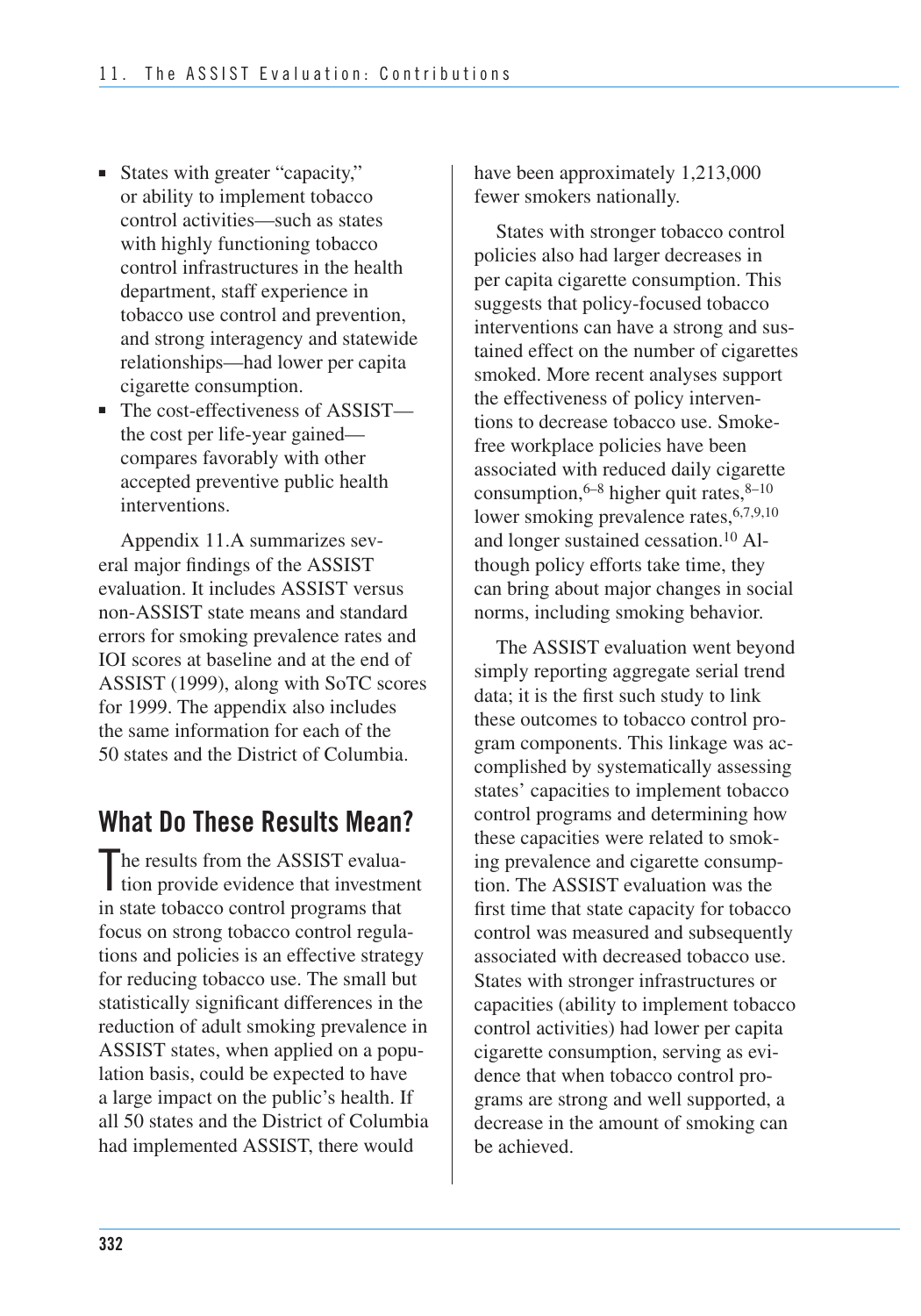- States with greater "capacity," or ability to implement tobacco control activities—such as states with highly functioning tobacco control infrastructures in the health department, staff experience in tobacco use control and prevention, and strong interagency and statewide relationships—had lower per capita cigarette consumption.
- The cost-effectiveness of ASSIST—the cost per life-year gained—compares favorably with other accepted preventive public health interventions.

Appendix 11.A summarizes several major findings of the ASSIST evaluation. It includes ASSIST versus non-ASSIST state means and standard errors for smoking prevalence rates and IOI scores at baseline and at the end of ASSIST (1999), along with SoTC scores for 1999. The appendix also includes the same information for each of the 50 states and the District of Columbia.

## What Do These Results Mean?

The results from the ASSIST evaluation provide evidence that investment in state tobacco control programs that focus on strong tobacco control regulations and policies is an effective strategy for reducing tobacco use. The small but statistically significant differences in the reduction of adult smoking prevalence in ASSIST states, when applied on a population basis, could be expected to have a large impact on the public's health. If all 50 states and the District of Columbia had implemented ASSIST, there would have been approximately 1,213,000 fewer smokers nationally.

States with stronger tobacco control policies also had larger decreases in per capita cigarette consumption. This suggests that policy-focused tobacco interventions can have a strong and sustained effect on the number of cigarettes smoked. More recent analyses support the effectiveness of policy interventions to decrease tobacco use. Smoke-free workplace policies have been associated with reduced daily cigarette consumption,[6–8] higher quit rates,[8–10] lower smoking prevalence rates,[6,7,9,10] and longer sustained cessation.[10] Although policy efforts take time, they can bring about major changes in social norms, including smoking behavior.

The ASSIST evaluation went beyond simply reporting aggregate serial trend data; it is the first such study to link these outcomes to tobacco control program components. This linkage was accomplished by systematically assessing states' capacities to implement tobacco control programs and determining how these capacities were related to smoking prevalence and cigarette consumption. The ASSIST evaluation was the first time that state capacity for tobacco control was measured and subsequently associated with decreased tobacco use. States with stronger infrastructures or capacities (ability to implement tobacco control activities) had lower per capita cigarette consumption, serving as evidence that when tobacco control programs are strong and well supported, a decrease in the amount of smoking can be achieved.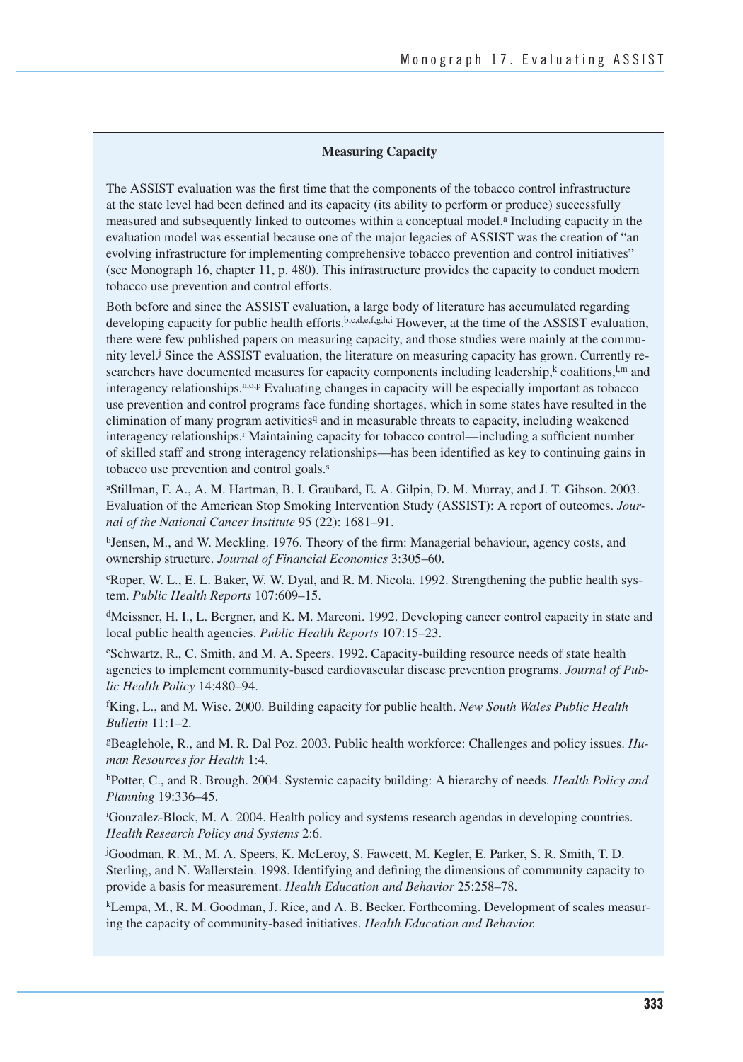### Measuring Capacity

The ASSIST evaluation was the first time that the components of the tobacco control infrastructure at the state level had been defined and its capacity (its ability to perform or produce) successfully measured and subsequently linked to outcomes within a conceptual model.[a] Including capacity in the evaluation model was essential because one of the major legacies of ASSIST was the creation of "an evolving infrastructure for implementing comprehensive tobacco prevention and control initiatives" (see Monograph 16, chapter 11, p. 480). This infrastructure provides the capacity to conduct modern tobacco use prevention and control efforts.

Both before and since the ASSIST evaluation, a large body of literature has accumulated regarding developing capacity for public health efforts.[b,c,d,e,f,g,h,i] However, at the time of the ASSIST evaluation, there were few published papers on measuring capacity, and those studies were mainly at the community level.[j] Since the ASSIST evaluation, the literature on measuring capacity has grown. Currently researchers have documented measures for capacity components including leadership,[k] coalitions,[l,m] and interagency relationships.[n,o,p] Evaluating changes in capacity will be especially important as tobacco use prevention and control programs face funding shortages, which in some states have resulted in the elimination of many program activities[q] and in measurable threats to capacity, including weakened interagency relationships.[r] Maintaining capacity for tobacco control—including a sufficient number of skilled staff and strong interagency relationships—has been identified as key to continuing gains in tobacco use prevention and control goals.[s]

[a]Stillman, F. A., A. M. Hartman, B. I. Graubard, E. A. Gilpin, D. M. Murray, and J. T. Gibson. 2003. Evaluation of the American Stop Smoking Intervention Study (ASSIST): A report of outcomes. *Journal of the National Cancer Institute* 95 (22): 1681–91.

[b]Jensen, M., and W. Meckling. 1976. Theory of the firm: Managerial behaviour, agency costs, and ownership structure. *Journal of Financial Economics* 3:305–60.

[c]Roper, W. L., E. L. Baker, W. W. Dyal, and R. M. Nicola. 1992. Strengthening the public health system. *Public Health Reports* 107:609–15.

[d]Meissner, H. I., L. Bergner, and K. M. Marconi. 1992. Developing cancer control capacity in state and local public health agencies. *Public Health Reports* 107:15–23.

[e]Schwartz, R., C. Smith, and M. A. Speers. 1992. Capacity-building resource needs of state health agencies to implement community-based cardiovascular disease prevention programs. *Journal of Public Health Policy* 14:480–94.

[f]King, L., and M. Wise. 2000. Building capacity for public health. *New South Wales Public Health Bulletin* 11:1–2.

[g]Beaglehole, R., and M. R. Dal Poz. 2003. Public health workforce: Challenges and policy issues. *Human Resources for Health* 1:4.

[h]Potter, C., and R. Brough. 2004. Systemic capacity building: A hierarchy of needs. *Health Policy and Planning* 19:336–45.

[i]Gonzalez-Block, M. A. 2004. Health policy and systems research agendas in developing countries. *Health Research Policy and Systems* 2:6.

[j]Goodman, R. M., M. A. Speers, K. McLeroy, S. Fawcett, M. Kegler, E. Parker, S. R. Smith, T. D. Sterling, and N. Wallerstein. 1998. Identifying and defining the dimensions of community capacity to provide a basis for measurement. *Health Education and Behavior* 25:258–78.

[k]Lempa, M., R. M. Goodman, J. Rice, and A. B. Becker. Forthcoming. Development of scales measuring the capacity of community-based initiatives. *Health Education and Behavior.*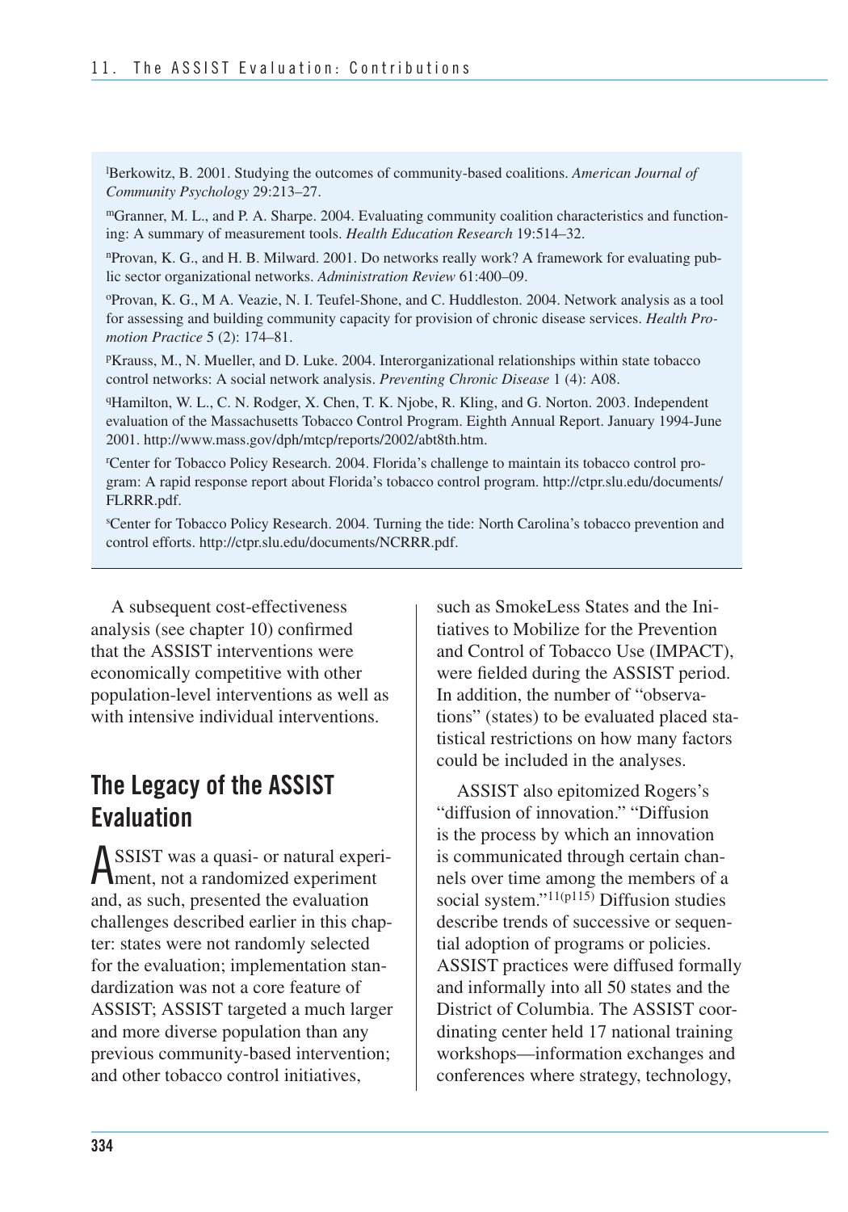[l]Berkowitz, B. 2001. Studying the outcomes of community-based coalitions. *American Journal of Community Psychology* 29:213–27.

[m]Granner, M. L., and P. A. Sharpe. 2004. Evaluating community coalition characteristics and functioning: A summary of measurement tools. *Health Education Research* 19:514–32.

[n]Provan, K. G., and H. B. Milward. 2001. Do networks really work? A framework for evaluating public sector organizational networks. *Administration Review* 61:400–09.

[o]Provan, K. G., M A. Veazie, N. I. Teufel-Shone, and C. Huddleston. 2004. Network analysis as a tool for assessing and building community capacity for provision of chronic disease services. *Health Promotion Practice* 5 (2): 174–81.

[p]Krauss, M., N. Mueller, and D. Luke. 2004. Interorganizational relationships within state tobacco control networks: A social network analysis. *Preventing Chronic Disease* 1 (4): A08.

[q]Hamilton, W. L., C. N. Rodger, X. Chen, T. K. Njobe, R. Kling, and G. Norton. 2003. Independent evaluation of the Massachusetts Tobacco Control Program. Eighth Annual Report. January 1994-June 2001. http://www.mass.gov/dph/mtcp/reports/2002/abt8th.htm.

[r]Center for Tobacco Policy Research. 2004. Florida's challenge to maintain its tobacco control program: A rapid response report about Florida's tobacco control program. http://ctpr.slu.edu/documents/FLRRR.pdf.

[s]Center for Tobacco Policy Research. 2004. Turning the tide: North Carolina's tobacco prevention and control efforts. http://ctpr.slu.edu/documents/NCRRR.pdf.

A subsequent cost-effectiveness analysis (see chapter 10) confirmed that the ASSIST interventions were economically competitive with other population-level interventions as well as with intensive individual interventions.

## The Legacy of the ASSIST Evaluation

ASSIST was a quasi- or natural experiment, not a randomized experiment and, as such, presented the evaluation challenges described earlier in this chapter: states were not randomly selected for the evaluation; implementation standardization was not a core feature of ASSIST; ASSIST targeted a much larger and more diverse population than any previous community-based intervention; and other tobacco control initiatives, such as SmokeLess States and the Initiatives to Mobilize for the Prevention and Control of Tobacco Use (IMPACT), were fielded during the ASSIST period. In addition, the number of "observations" (states) to be evaluated placed statistical restrictions on how many factors could be included in the analyses.

ASSIST also epitomized Rogers's "diffusion of innovation." "Diffusion is the process by which an innovation is communicated through certain channels over time among the members of a social system."[11(p115)] Diffusion studies describe trends of successive or sequential adoption of programs or policies. ASSIST practices were diffused formally and informally into all 50 states and the District of Columbia. The ASSIST coordinating center held 17 national training workshops—information exchanges and conferences where strategy, technology,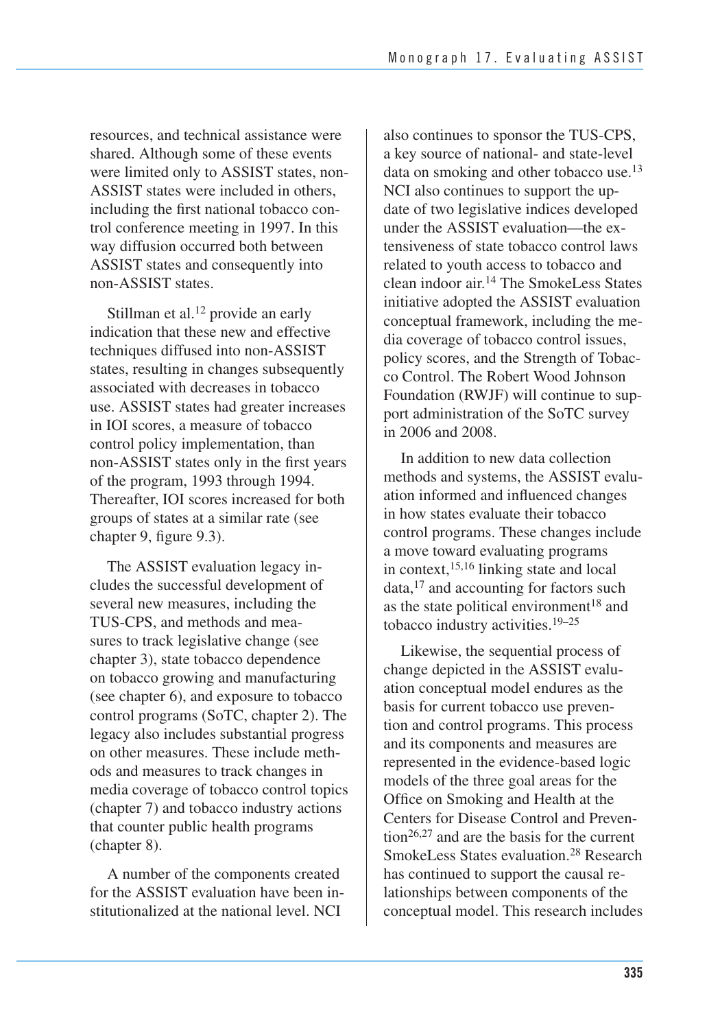resources, and technical assistance were shared. Although some of these events were limited only to ASSIST states, non-ASSIST states were included in others, including the first national tobacco control conference meeting in 1997. In this way diffusion occurred both between ASSIST states and consequently into non-ASSIST states.

Stillman et al.[12] provide an early indication that these new and effective techniques diffused into non-ASSIST states, resulting in changes subsequently associated with decreases in tobacco use. ASSIST states had greater increases in IOI scores, a measure of tobacco control policy implementation, than non-ASSIST states only in the first years of the program, 1993 through 1994. Thereafter, IOI scores increased for both groups of states at a similar rate (see chapter 9, figure 9.3).

The ASSIST evaluation legacy includes the successful development of several new measures, including the TUS-CPS, and methods and measures to track legislative change (see chapter 3), state tobacco dependence on tobacco growing and manufacturing (see chapter 6), and exposure to tobacco control programs (SoTC, chapter 2). The legacy also includes substantial progress on other measures. These include methods and measures to track changes in media coverage of tobacco control topics (chapter 7) and tobacco industry actions that counter public health programs (chapter 8).

A number of the components created for the ASSIST evaluation have been institutionalized at the national level. NCI also continues to sponsor the TUS-CPS, a key source of national- and state-level data on smoking and other tobacco use.[13] NCI also continues to support the update of two legislative indices developed under the ASSIST evaluation—the extensiveness of state tobacco control laws related to youth access to tobacco and clean indoor air.[14] The SmokeLess States initiative adopted the ASSIST evaluation conceptual framework, including the media coverage of tobacco control issues, policy scores, and the Strength of Tobacco Control. The Robert Wood Johnson Foundation (RWJF) will continue to support administration of the SoTC survey in 2006 and 2008.

In addition to new data collection methods and systems, the ASSIST evaluation informed and influenced changes in how states evaluate their tobacco control programs. These changes include a move toward evaluating programs in context,[15,16] linking state and local data,[17] and accounting for factors such as the state political environment[18] and tobacco industry activities.[19–25]

Likewise, the sequential process of change depicted in the ASSIST evaluation conceptual model endures as the basis for current tobacco use prevention and control programs. This process and its components and measures are represented in the evidence-based logic models of the three goal areas for the Office on Smoking and Health at the Centers for Disease Control and Prevention[26,27] and are the basis for the current SmokeLess States evaluation.[28] Research has continued to support the causal relationships between components of the conceptual model. This research includes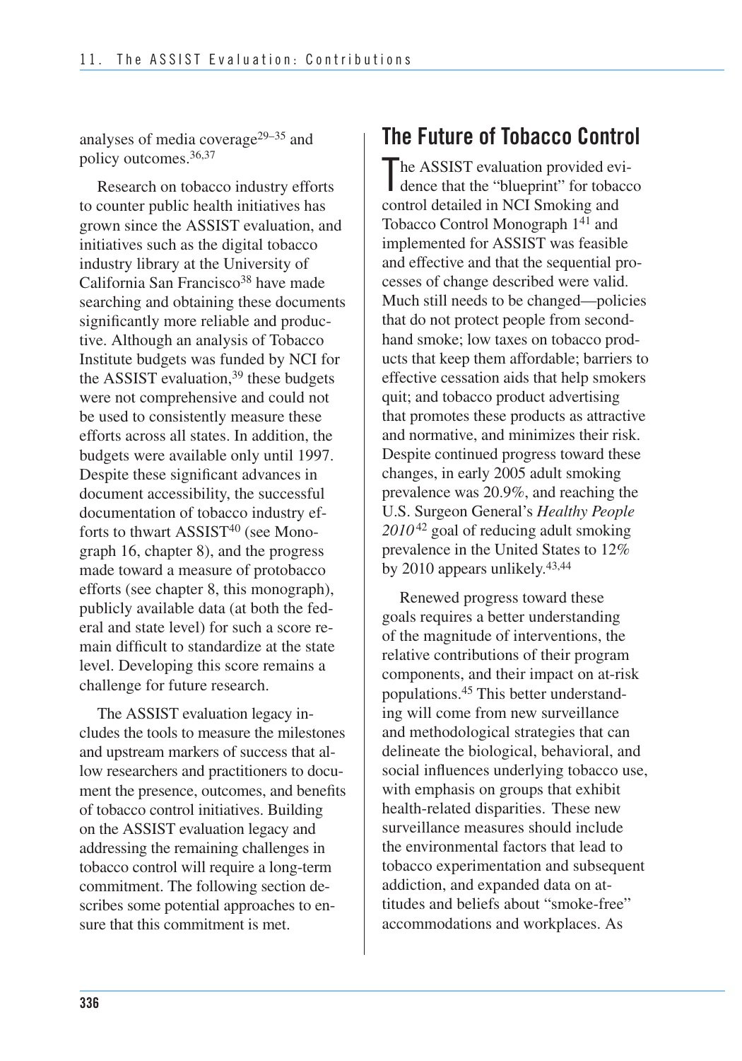analyses of media coverage[29–35] and policy outcomes.[36,37]

Research on tobacco industry efforts to counter public health initiatives has grown since the ASSIST evaluation, and initiatives such as the digital tobacco industry library at the University of California San Francisco[38] have made searching and obtaining these documents significantly more reliable and productive. Although an analysis of Tobacco Institute budgets was funded by NCI for the ASSIST evaluation,[39] these budgets were not comprehensive and could not be used to consistently measure these efforts across all states. In addition, the budgets were available only until 1997. Despite these significant advances in document accessibility, the successful documentation of tobacco industry efforts to thwart ASSIST[40] (see Monograph 16, chapter 8), and the progress made toward a measure of protobacco efforts (see chapter 8, this monograph), publicly available data (at both the federal and state level) for such a score remain difficult to standardize at the state level. Developing this score remains a challenge for future research.

The ASSIST evaluation legacy includes the tools to measure the milestones and upstream markers of success that allow researchers and practitioners to document the presence, outcomes, and benefits of tobacco control initiatives. Building on the ASSIST evaluation legacy and addressing the remaining challenges in tobacco control will require a long-term commitment. The following section describes some potential approaches to ensure that this commitment is met.

## The Future of Tobacco Control

The ASSIST evaluation provided evidence that the "blueprint" for tobacco control detailed in NCI Smoking and Tobacco Control Monograph 1[41] and implemented for ASSIST was feasible and effective and that the sequential processes of change described were valid. Much still needs to be changed—policies that do not protect people from secondhand smoke; low taxes on tobacco products that keep them affordable; barriers to effective cessation aids that help smokers quit; and tobacco product advertising that promotes these products as attractive and normative, and minimizes their risk. Despite continued progress toward these changes, in early 2005 adult smoking prevalence was 20.9%, and reaching the U.S. Surgeon General's *Healthy People 2010*[42] goal of reducing adult smoking prevalence in the United States to 12% by 2010 appears unlikely.[43,44]

Renewed progress toward these goals requires a better understanding of the magnitude of interventions, the relative contributions of their program components, and their impact on at-risk populations.[45] This better understanding will come from new surveillance and methodological strategies that can delineate the biological, behavioral, and social influences underlying tobacco use, with emphasis on groups that exhibit health-related disparities. These new surveillance measures should include the environmental factors that lead to tobacco experimentation and subsequent addiction, and expanded data on attitudes and beliefs about "smoke-free" accommodations and workplaces. As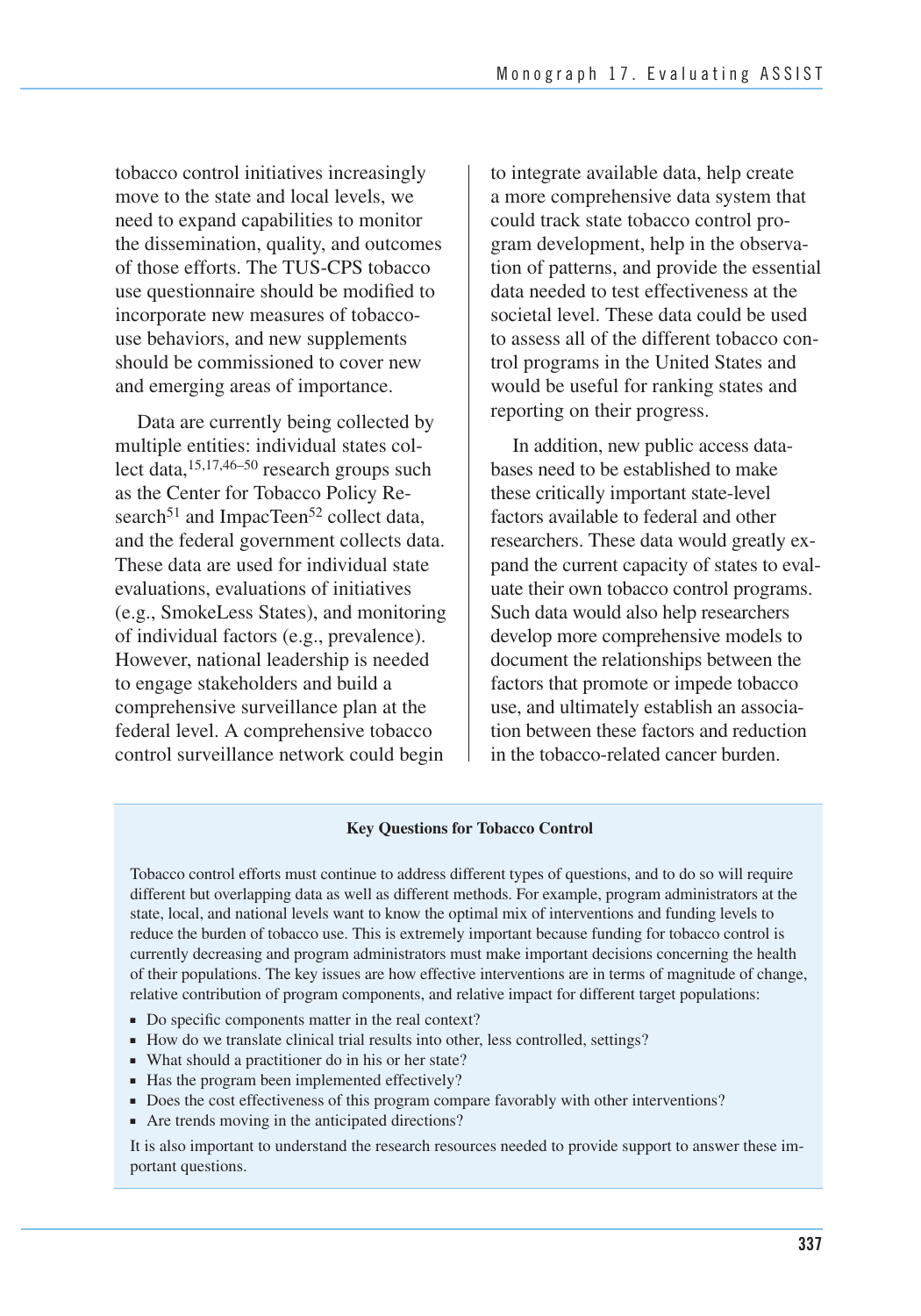tobacco control initiatives increasingly move to the state and local levels, we need to expand capabilities to monitor the dissemination, quality, and outcomes of those efforts. The TUS-CPS tobacco use questionnaire should be modified to incorporate new measures of tobacco-use behaviors, and new supplements should be commissioned to cover new and emerging areas of importance.

Data are currently being collected by multiple entities: individual states collect data,[15,17,46–50] research groups such as the Center for Tobacco Policy Research[51] and ImpacTeen[52] collect data, and the federal government collects data. These data are used for individual state evaluations, evaluations of initiatives (e.g., SmokeLess States), and monitoring of individual factors (e.g., prevalence). However, national leadership is needed to engage stakeholders and build a comprehensive surveillance plan at the federal level. A comprehensive tobacco control surveillance network could begin to integrate available data, help create a more comprehensive data system that could track state tobacco control program development, help in the observation of patterns, and provide the essential data needed to test effectiveness at the societal level. These data could be used to assess all of the different tobacco control programs in the United States and would be useful for ranking states and reporting on their progress.

In addition, new public access databases need to be established to make these critically important state-level factors available to federal and other researchers. These data would greatly expand the current capacity of states to evaluate their own tobacco control programs. Such data would also help researchers develop more comprehensive models to document the relationships between the factors that promote or impede tobacco use, and ultimately establish an association between these factors and reduction in the tobacco-related cancer burden.

**Key Questions for Tobacco Control**

Tobacco control efforts must continue to address different types of questions, and to do so will require different but overlapping data as well as different methods. For example, program administrators at the state, local, and national levels want to know the optimal mix of interventions and funding levels to reduce the burden of tobacco use. This is extremely important because funding for tobacco control is currently decreasing and program administrators must make important decisions concerning the health of their populations. The key issues are how effective interventions are in terms of magnitude of change, relative contribution of program components, and relative impact for different target populations:

- Do specific components matter in the real context?
- How do we translate clinical trial results into other, less controlled, settings?
- What should a practitioner do in his or her state?
- Has the program been implemented effectively?
- Does the cost effectiveness of this program compare favorably with other interventions?
- Are trends moving in the anticipated directions?

It is also important to understand the research resources needed to provide support to answer these important questions.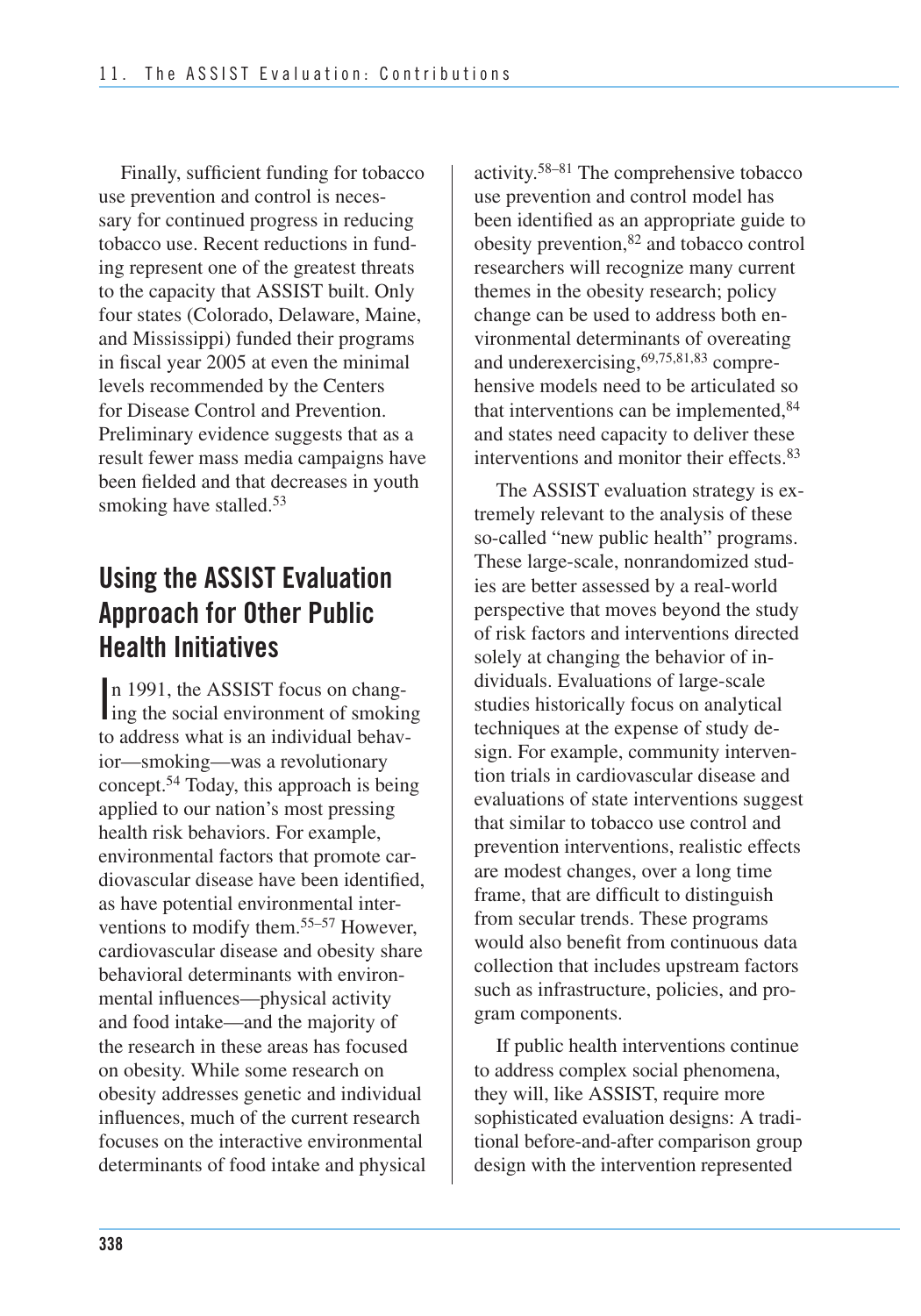Finally, sufficient funding for tobacco use prevention and control is necessary for continued progress in reducing tobacco use. Recent reductions in funding represent one of the greatest threats to the capacity that ASSIST built. Only four states (Colorado, Delaware, Maine, and Mississippi) funded their programs in fiscal year 2005 at even the minimal levels recommended by the Centers for Disease Control and Prevention. Preliminary evidence suggests that as a result fewer mass media campaigns have been fielded and that decreases in youth smoking have stalled.[53]

## Using the ASSIST Evaluation Approach for Other Public Health Initiatives

In 1991, the ASSIST focus on changing the social environment of smoking to address what is an individual behavior—smoking—was a revolutionary concept.[54] Today, this approach is being applied to our nation's most pressing health risk behaviors. For example, environmental factors that promote cardiovascular disease have been identified, as have potential environmental interventions to modify them.[55–57] However, cardiovascular disease and obesity share behavioral determinants with environmental influences—physical activity and food intake—and the majority of the research in these areas has focused on obesity. While some research on obesity addresses genetic and individual influences, much of the current research focuses on the interactive environmental determinants of food intake and physical activity.[58–81] The comprehensive tobacco use prevention and control model has been identified as an appropriate guide to obesity prevention,[82] and tobacco control researchers will recognize many current themes in the obesity research; policy change can be used to address both environmental determinants of overeating and underexercising,[69,75,81,83] comprehensive models need to be articulated so that interventions can be implemented,[84] and states need capacity to deliver these interventions and monitor their effects.[83]

The ASSIST evaluation strategy is extremely relevant to the analysis of these so-called "new public health" programs. These large-scale, nonrandomized studies are better assessed by a real-world perspective that moves beyond the study of risk factors and interventions directed solely at changing the behavior of individuals. Evaluations of large-scale studies historically focus on analytical techniques at the expense of study design. For example, community intervention trials in cardiovascular disease and evaluations of state interventions suggest that similar to tobacco use control and prevention interventions, realistic effects are modest changes, over a long time frame, that are difficult to distinguish from secular trends. These programs would also benefit from continuous data collection that includes upstream factors such as infrastructure, policies, and program components.

If public health interventions continue to address complex social phenomena, they will, like ASSIST, require more sophisticated evaluation designs: A traditional before-and-after comparison group design with the intervention represented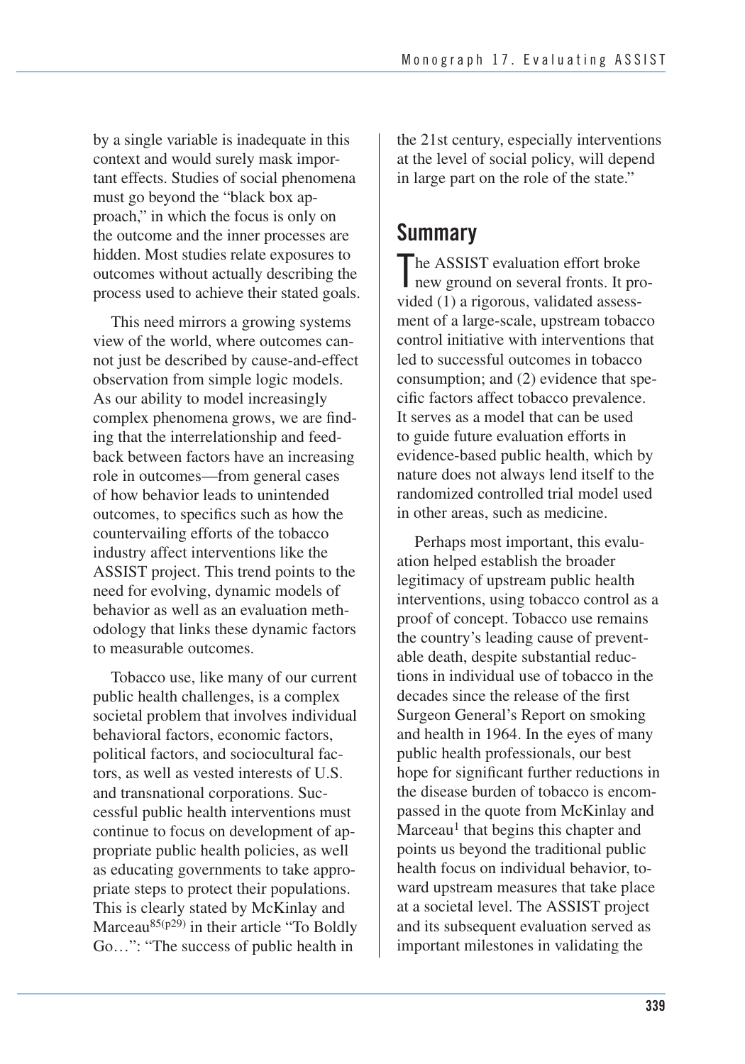by a single variable is inadequate in this context and would surely mask important effects. Studies of social phenomena must go beyond the "black box approach," in which the focus is only on the outcome and the inner processes are hidden. Most studies relate exposures to outcomes without actually describing the process used to achieve their stated goals.

This need mirrors a growing systems view of the world, where outcomes cannot just be described by cause-and-effect observation from simple logic models. As our ability to model increasingly complex phenomena grows, we are finding that the interrelationship and feedback between factors have an increasing role in outcomes—from general cases of how behavior leads to unintended outcomes, to specifics such as how the countervailing efforts of the tobacco industry affect interventions like the ASSIST project. This trend points to the need for evolving, dynamic models of behavior as well as an evaluation methodology that links these dynamic factors to measurable outcomes.

Tobacco use, like many of our current public health challenges, is a complex societal problem that involves individual behavioral factors, economic factors, political factors, and sociocultural factors, as well as vested interests of U.S. and transnational corporations. Successful public health interventions must continue to focus on development of appropriate public health policies, as well as educating governments to take appropriate steps to protect their populations. This is clearly stated by McKinlay and Marceau[85(p29)] in their article "To Boldly Go…": "The success of public health in the 21st century, especially interventions at the level of social policy, will depend in large part on the role of the state."

## Summary

The ASSIST evaluation effort broke new ground on several fronts. It provided (1) a rigorous, validated assessment of a large-scale, upstream tobacco control initiative with interventions that led to successful outcomes in tobacco consumption; and (2) evidence that specific factors affect tobacco prevalence. It serves as a model that can be used to guide future evaluation efforts in evidence-based public health, which by nature does not always lend itself to the randomized controlled trial model used in other areas, such as medicine.

Perhaps most important, this evaluation helped establish the broader legitimacy of upstream public health interventions, using tobacco control as a proof of concept. Tobacco use remains the country's leading cause of preventable death, despite substantial reductions in individual use of tobacco in the decades since the release of the first Surgeon General's Report on smoking and health in 1964. In the eyes of many public health professionals, our best hope for significant further reductions in the disease burden of tobacco is encompassed in the quote from McKinlay and Marceau[1] that begins this chapter and points us beyond the traditional public health focus on individual behavior, toward upstream measures that take place at a societal level. The ASSIST project and its subsequent evaluation served as important milestones in validating the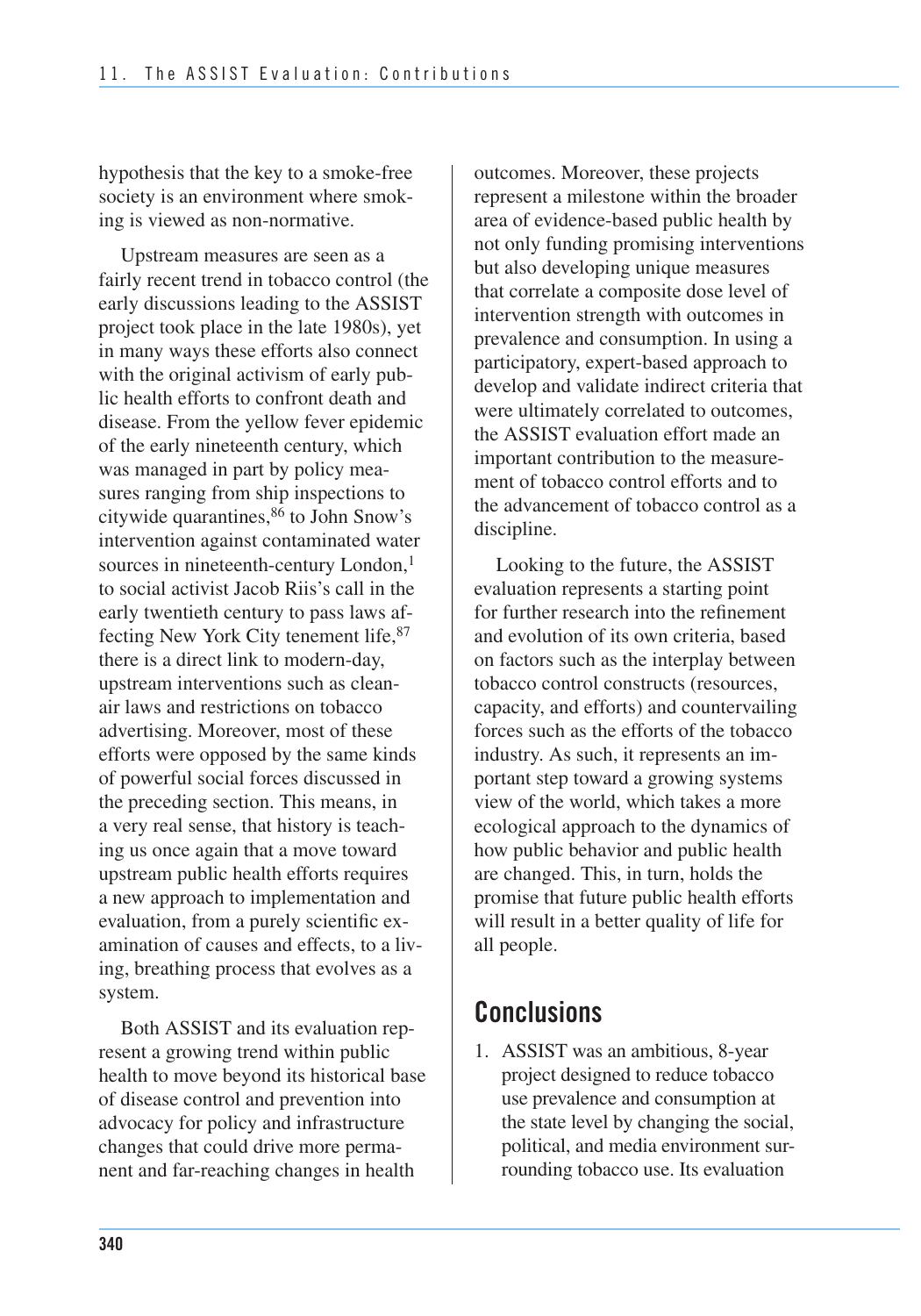hypothesis that the key to a smoke-free society is an environment where smoking is viewed as non-normative.

Upstream measures are seen as a fairly recent trend in tobacco control (the early discussions leading to the ASSIST project took place in the late 1980s), yet in many ways these efforts also connect with the original activism of early public health efforts to confront death and disease. From the yellow fever epidemic of the early nineteenth century, which was managed in part by policy measures ranging from ship inspections to citywide quarantines,[86] to John Snow's intervention against contaminated water sources in nineteenth-century London,[1] to social activist Jacob Riis's call in the early twentieth century to pass laws affecting New York City tenement life,[87] there is a direct link to modern-day, upstream interventions such as clean-air laws and restrictions on tobacco advertising. Moreover, most of these efforts were opposed by the same kinds of powerful social forces discussed in the preceding section. This means, in a very real sense, that history is teaching us once again that a move toward upstream public health efforts requires a new approach to implementation and evaluation, from a purely scientific examination of causes and effects, to a living, breathing process that evolves as a system.

Both ASSIST and its evaluation represent a growing trend within public health to move beyond its historical base of disease control and prevention into advocacy for policy and infrastructure changes that could drive more permanent and far-reaching changes in health outcomes. Moreover, these projects represent a milestone within the broader area of evidence-based public health by not only funding promising interventions but also developing unique measures that correlate a composite dose level of intervention strength with outcomes in prevalence and consumption. In using a participatory, expert-based approach to develop and validate indirect criteria that were ultimately correlated to outcomes, the ASSIST evaluation effort made an important contribution to the measurement of tobacco control efforts and to the advancement of tobacco control as a discipline.

Looking to the future, the ASSIST evaluation represents a starting point for further research into the refinement and evolution of its own criteria, based on factors such as the interplay between tobacco control constructs (resources, capacity, and efforts) and countervailing forces such as the efforts of the tobacco industry. As such, it represents an important step toward a growing systems view of the world, which takes a more ecological approach to the dynamics of how public behavior and public health are changed. This, in turn, holds the promise that future public health efforts will result in a better quality of life for all people.

## Conclusions

1. ASSIST was an ambitious, 8-year project designed to reduce tobacco use prevalence and consumption at the state level by changing the social, political, and media environment surrounding tobacco use. Its evaluation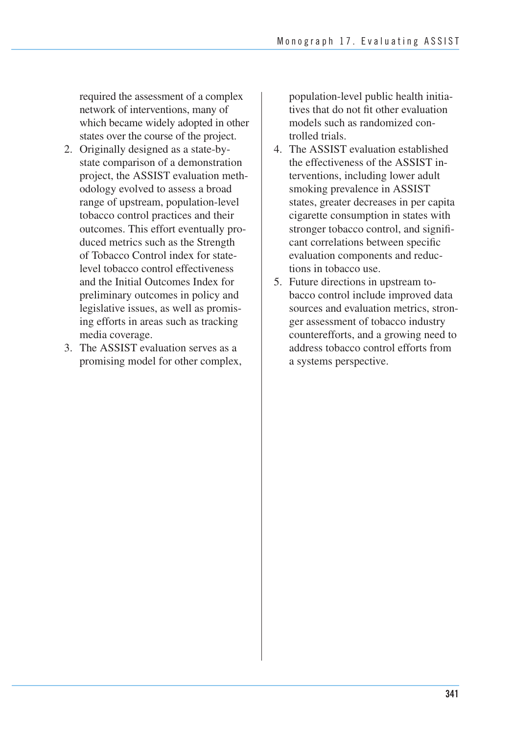required the assessment of a complex network of interventions, many of which became widely adopted in other states over the course of the project.

2. Originally designed as a state-by-state comparison of a demonstration project, the ASSIST evaluation methodology evolved to assess a broad range of upstream, population-level tobacco control practices and their outcomes. This effort eventually produced metrics such as the Strength of Tobacco Control index for state-level tobacco control effectiveness and the Initial Outcomes Index for preliminary outcomes in policy and legislative issues, as well as promising efforts in areas such as tracking media coverage.
3. The ASSIST evaluation serves as a promising model for other complex, population-level public health initiatives that do not fit other evaluation models such as randomized controlled trials.
4. The ASSIST evaluation established the effectiveness of the ASSIST interventions, including lower adult smoking prevalence in ASSIST states, greater decreases in per capita cigarette consumption in states with stronger tobacco control, and significant correlations between specific evaluation components and reductions in tobacco use.
5. Future directions in upstream tobacco control include improved data sources and evaluation metrics, stronger assessment of tobacco industry counterefforts, and a growing need to address tobacco control efforts from a systems perspective.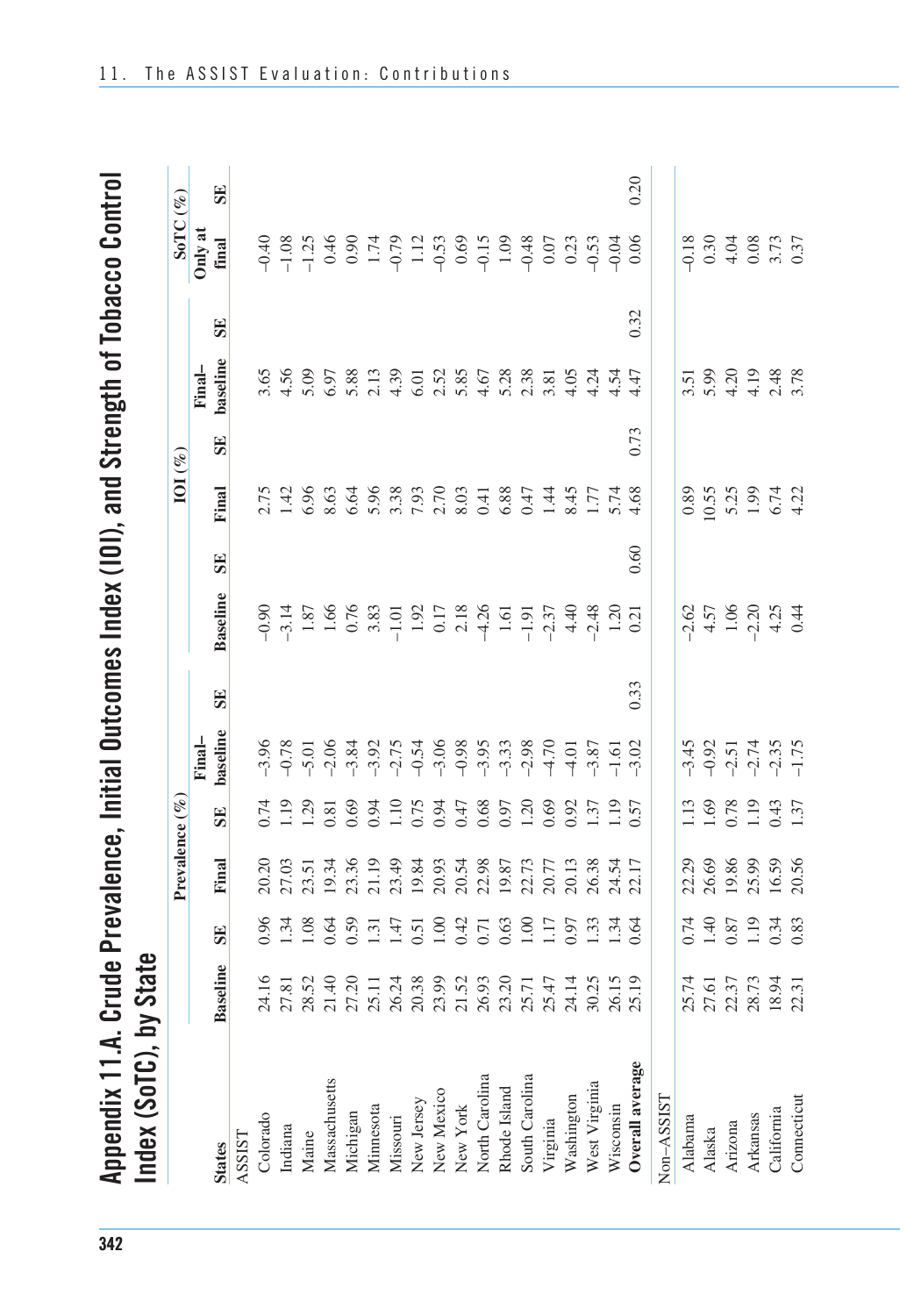# Appendix 11.A. Crude Prevalence, Initial Outcomes Index (IOI), and Strength of Tobacco Control Index (SoTC), by State

| States | Prevalence (%) | | | | | | IOI (%) | | | | | | SoTC (%) | |
|---|---|---|---|---|---|---|---|---|---|---|---|---|---|---|
| | Baseline | SE | Final | SE | Final–baseline | SE | Baseline | SE | Final | SE | Final–baseline | SE | Only at final | SE |
| ASSIST | | | | | | | | | | | | | | |
| Colorado | 24.16 | 0.96 | 20.20 | 0.74 | −3.96 | | −0.90 | | 2.75 | | 3.65 | | −0.40 | |
| Indiana | 27.81 | 1.34 | 27.03 | 1.19 | −0.78 | | −3.14 | | 1.42 | | 4.56 | | −1.08 | |
| Maine | 28.52 | 1.08 | 23.51 | 1.29 | −5.01 | | 1.87 | | 6.96 | | 5.09 | | −1.25 | |
| Massachusetts | 21.40 | 0.64 | 19.34 | 0.81 | −2.06 | | 1.66 | | 8.63 | | 6.97 | | 0.46 | |
| Michigan | 27.20 | 0.59 | 23.36 | 0.69 | −3.84 | | 0.76 | | 6.64 | | 5.88 | | 0.90 | |
| Minnesota | 25.11 | 1.31 | 21.19 | 0.94 | −3.92 | | 3.83 | | 5.96 | | 2.13 | | 1.74 | |
| Missouri | 26.24 | 1.47 | 23.49 | 1.10 | −2.75 | | −1.01 | | 3.38 | | 4.39 | | −0.79 | |
| New Jersey | 20.38 | 0.51 | 19.84 | 0.75 | −0.54 | | 1.92 | | 7.93 | | 6.01 | | 1.12 | |
| New Mexico | 23.99 | 1.00 | 20.93 | 0.94 | −3.06 | | 0.17 | | 2.70 | | 2.52 | | −0.53 | |
| New York | 21.52 | 0.42 | 20.54 | 0.47 | −0.98 | | 2.18 | | 8.03 | | 5.85 | | 0.69 | |
| North Carolina | 26.93 | 0.71 | 22.98 | 0.68 | −3.95 | | −4.26 | | 0.41 | | 4.67 | | −0.15 | |
| Rhode Island | 23.20 | 0.63 | 19.87 | 0.97 | −3.33 | | 1.61 | | 6.88 | | 5.28 | | 1.09 | |
| South Carolina | 25.71 | 1.00 | 22.73 | 1.20 | −2.98 | | −1.91 | | 0.47 | | 2.38 | | −0.48 | |
| Virginia | 25.47 | 1.17 | 20.77 | 0.69 | −4.70 | | −2.37 | | 1.44 | | 3.81 | | 0.07 | |
| Washington | 24.14 | 0.97 | 20.13 | 0.92 | −4.01 | | 4.40 | | 8.45 | | 4.05 | | 0.23 | |
| West Virginia | 30.25 | 1.33 | 26.38 | 1.37 | −3.87 | | −2.48 | | 1.77 | | 4.24 | | −0.53 | |
| Wisconsin | 26.15 | 1.34 | 24.54 | 1.19 | −1.61 | | 1.20 | | 5.74 | | 4.54 | | −0.04 | |
| **Overall average** | 25.19 | 0.64 | 22.17 | 0.57 | −3.02 | 0.33 | 0.21 | 0.60 | 4.68 | 0.73 | 4.47 | 0.32 | 0.06 | 0.20 |
| Non–ASSIST | | | | | | | | | | | | | | |
| Alabama | 25.74 | 0.74 | 22.29 | 1.13 | −3.45 | | −2.62 | | 0.89 | | 3.51 | | −0.18 | |
| Alaska | 27.61 | 1.40 | 26.69 | 1.69 | −0.92 | | 4.57 | | 10.55 | | 5.99 | | 0.30 | |
| Arizona | 22.37 | 0.87 | 19.86 | 0.78 | −2.51 | | 1.06 | | 5.25 | | 4.20 | | 4.04 | |
| Arkansas | 28.73 | 1.19 | 25.99 | 1.19 | −2.74 | | −2.20 | | 1.99 | | 4.19 | | 0.08 | |
| California | 18.94 | 0.34 | 16.59 | 0.43 | −2.35 | | 4.25 | | 6.74 | | 2.48 | | 3.73 | |
| Connecticut | 22.31 | 0.83 | 20.56 | 1.37 | −1.75 | | 0.44 | | 4.22 | | 3.78 | | 0.37 | |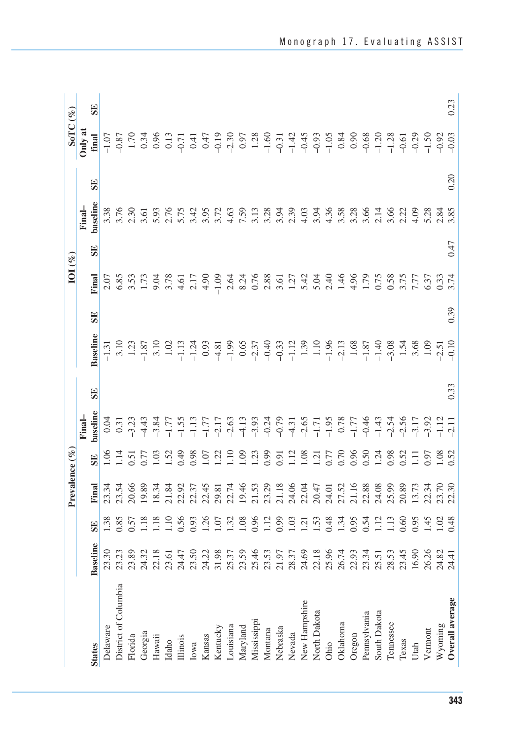| States | Prevalence (%) | | | | | | IOI (%) | | | | | | SoTC (%) | |
|---|---|---|---|---|---|---|---|---|---|---|---|---|---|---|
| | Baseline | SE | Final | SE | Final–baseline | SE | Baseline | SE | Final | SE | Final–baseline | SE | Only at final | SE |
| Delaware | 23.30 | 1.38 | 23.34 | 1.06 | 0.04 | | −1.31 | | 2.07 | | 3.38 | | −1.07 | |
| District of Columbia | 23.23 | 0.85 | 23.54 | 1.14 | 0.31 | | 3.10 | | 6.85 | | 3.76 | | −0.87 | |
| Florida | 23.89 | 0.57 | 20.66 | 0.51 | −3.23 | | 1.23 | | 3.53 | | 2.30 | | 1.70 | |
| Georgia | 24.32 | 1.18 | 19.89 | 0.77 | −4.43 | | −1.87 | | 1.73 | | 3.61 | | 0.34 | |
| Hawaii | 22.18 | 1.18 | 18.34 | 1.03 | −3.84 | | 3.10 | | 9.04 | | 5.93 | | 0.96 | |
| Idaho | 23.61 | 1.10 | 21.84 | 1.52 | −1.77 | | 1.02 | | 3.78 | | 2.76 | | 0.13 | |
| Illinois | 24.47 | 0.56 | 22.92 | 0.49 | −1.55 | | −1.13 | | 4.61 | | 5.75 | | −0.71 | |
| Iowa | 23.50 | 0.93 | 22.37 | 0.98 | −1.13 | | −1.24 | | 2.17 | | 3.42 | | 0.41 | |
| Kansas | 24.22 | 1.26 | 22.45 | 1.07 | −1.77 | | 0.93 | | 4.90 | | 3.95 | | 0.47 | |
| Kentucky | 31.98 | 1.07 | 29.81 | 1.22 | −2.17 | | −4.81 | | −1.09 | | 3.72 | | −0.19 | |
| Louisiana | 25.37 | 1.32 | 22.74 | 1.10 | −2.63 | | −1.99 | | 2.64 | | 4.63 | | −2.30 | |
| Maryland | 23.59 | 1.08 | 19.46 | 1.09 | −4.13 | | 0.65 | | 8.24 | | 7.59 | | 0.97 | |
| Mississippi | 25.46 | 0.96 | 21.53 | 1.23 | −3.93 | | −2.37 | | 0.76 | | 3.13 | | 1.28 | |
| Montana | 23.53 | 1.12 | 23.29 | 0.99 | −0.24 | | −0.40 | | 2.88 | | 3.28 | | −1.60 | |
| Nebraska | 21.97 | 0.99 | 21.18 | 0.91 | −0.79 | | −0.33 | | 3.61 | | 3.94 | | −0.31 | |
| Nevada | 28.37 | 1.03 | 24.06 | 1.12 | −4.31 | | −1.12 | | 1.27 | | 2.39 | | −1.42 | |
| New Hampshire | 24.69 | 1.21 | 22.04 | 1.08 | −2.65 | | 1.39 | | 5.42 | | 4.03 | | −0.45 | |
| North Dakota | 22.18 | 1.53 | 20.47 | 1.21 | −1.71 | | 1.10 | | 5.04 | | 3.94 | | −0.93 | |
| Ohio | 25.96 | 0.48 | 24.01 | 0.77 | −1.95 | | −1.96 | | 2.40 | | 4.36 | | −1.05 | |
| Oklahoma | 26.74 | 1.34 | 27.52 | 0.70 | 0.78 | | −2.13 | | 1.46 | | 3.58 | | 0.84 | |
| Oregon | 22.93 | 0.95 | 21.16 | 0.96 | −1.77 | | 1.68 | | 4.96 | | 3.28 | | 0.90 | |
| Pennsylvania | 23.34 | 0.54 | 22.88 | 0.50 | −0.46 | | −1.87 | | 1.79 | | 3.66 | | −0.68 | |
| South Dakota | 25.51 | 1.12 | 24.08 | 1.24 | −1.43 | | −1.40 | | 0.75 | | 2.14 | | −1.20 | |
| Tennessee | 28.53 | 1.13 | 25.99 | 0.98 | −2.54 | | −3.08 | | 0.58 | | 3.66 | | −1.28 | |
| Texas | 23.45 | 0.60 | 20.89 | 0.52 | −2.56 | | 1.54 | | 3.75 | | 2.22 | | −0.61 | |
| Utah | 16.90 | 0.95 | 13.73 | 1.11 | −3.17 | | 3.68 | | 7.77 | | 4.09 | | −0.29 | |
| Vermont | 26.26 | 1.45 | 22.34 | 0.97 | −3.92 | | 1.09 | | 6.37 | | 5.28 | | −1.50 | |
| Wyoming | 24.82 | 1.02 | 23.70 | 1.08 | −1.12 | | −2.51 | | 0.33 | | 2.84 | | −0.92 | |
| **Overall average** | 24.41 | 0.48 | 22.30 | 0.52 | −2.11 | 0.33 | −0.10 | 0.39 | 3.74 | 0.47 | 3.85 | 0.20 | −0.03 | 0.23 |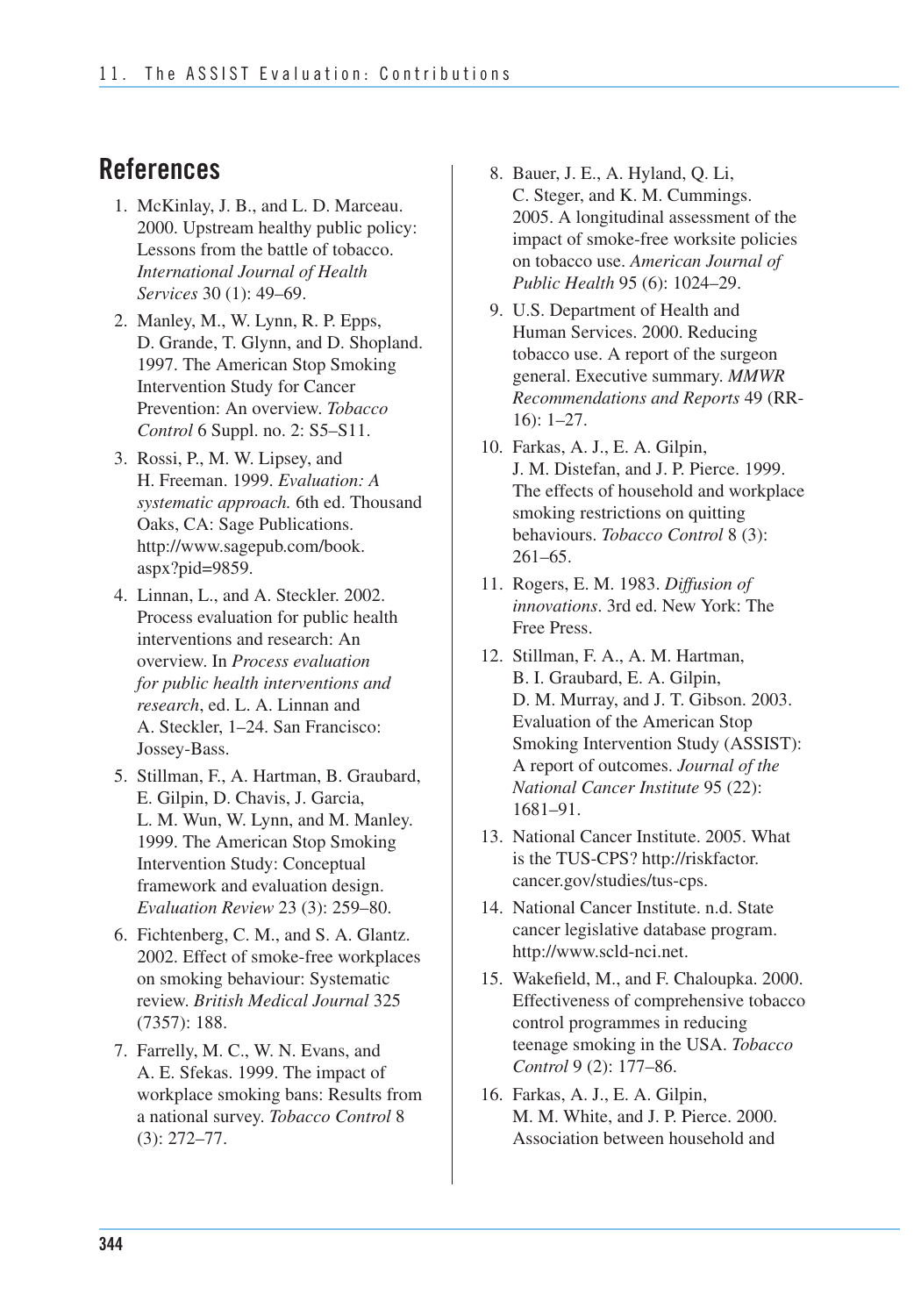## References

1. McKinlay, J. B., and L. D. Marceau. 2000. Upstream healthy public policy: Lessons from the battle of tobacco. *International Journal of Health Services* 30 (1): 49–69.
2. Manley, M., W. Lynn, R. P. Epps, D. Grande, T. Glynn, and D. Shopland. 1997. The American Stop Smoking Intervention Study for Cancer Prevention: An overview. *Tobacco Control* 6 Suppl. no. 2: S5–S11.
3. Rossi, P., M. W. Lipsey, and H. Freeman. 1999. *Evaluation: A systematic approach.* 6th ed. Thousand Oaks, CA: Sage Publications. http://www.sagepub.com/book.aspx?pid=9859.
4. Linnan, L., and A. Steckler. 2002. Process evaluation for public health interventions and research: An overview. In *Process evaluation for public health interventions and research*, ed. L. A. Linnan and A. Steckler, 1–24. San Francisco: Jossey-Bass.
5. Stillman, F., A. Hartman, B. Graubard, E. Gilpin, D. Chavis, J. Garcia, L. M. Wun, W. Lynn, and M. Manley. 1999. The American Stop Smoking Intervention Study: Conceptual framework and evaluation design. *Evaluation Review* 23 (3): 259–80.
6. Fichtenberg, C. M., and S. A. Glantz. 2002. Effect of smoke-free workplaces on smoking behaviour: Systematic review. *British Medical Journal* 325 (7357): 188.
7. Farrelly, M. C., W. N. Evans, and A. E. Sfekas. 1999. The impact of workplace smoking bans: Results from a national survey. *Tobacco Control* 8 (3): 272–77.
8. Bauer, J. E., A. Hyland, Q. Li, C. Steger, and K. M. Cummings. 2005. A longitudinal assessment of the impact of smoke-free worksite policies on tobacco use. *American Journal of Public Health* 95 (6): 1024–29.
9. U.S. Department of Health and Human Services. 2000. Reducing tobacco use. A report of the surgeon general. Executive summary. *MMWR Recommendations and Reports* 49 (RR-16): 1–27.
10. Farkas, A. J., E. A. Gilpin, J. M. Distefan, and J. P. Pierce. 1999. The effects of household and workplace smoking restrictions on quitting behaviours. *Tobacco Control* 8 (3): 261–65.
11. Rogers, E. M. 1983. *Diffusion of innovations*. 3rd ed. New York: The Free Press.
12. Stillman, F. A., A. M. Hartman, B. I. Graubard, E. A. Gilpin, D. M. Murray, and J. T. Gibson. 2003. Evaluation of the American Stop Smoking Intervention Study (ASSIST): A report of outcomes. *Journal of the National Cancer Institute* 95 (22): 1681–91.
13. National Cancer Institute. 2005. What is the TUS-CPS? http://riskfactor.cancer.gov/studies/tus-cps.
14. National Cancer Institute. n.d. State cancer legislative database program. http://www.scld-nci.net.
15. Wakefield, M., and F. Chaloupka. 2000. Effectiveness of comprehensive tobacco control programmes in reducing teenage smoking in the USA. *Tobacco Control* 9 (2): 177–86.
16. Farkas, A. J., E. A. Gilpin, M. M. White, and J. P. Pierce. 2000. Association between household and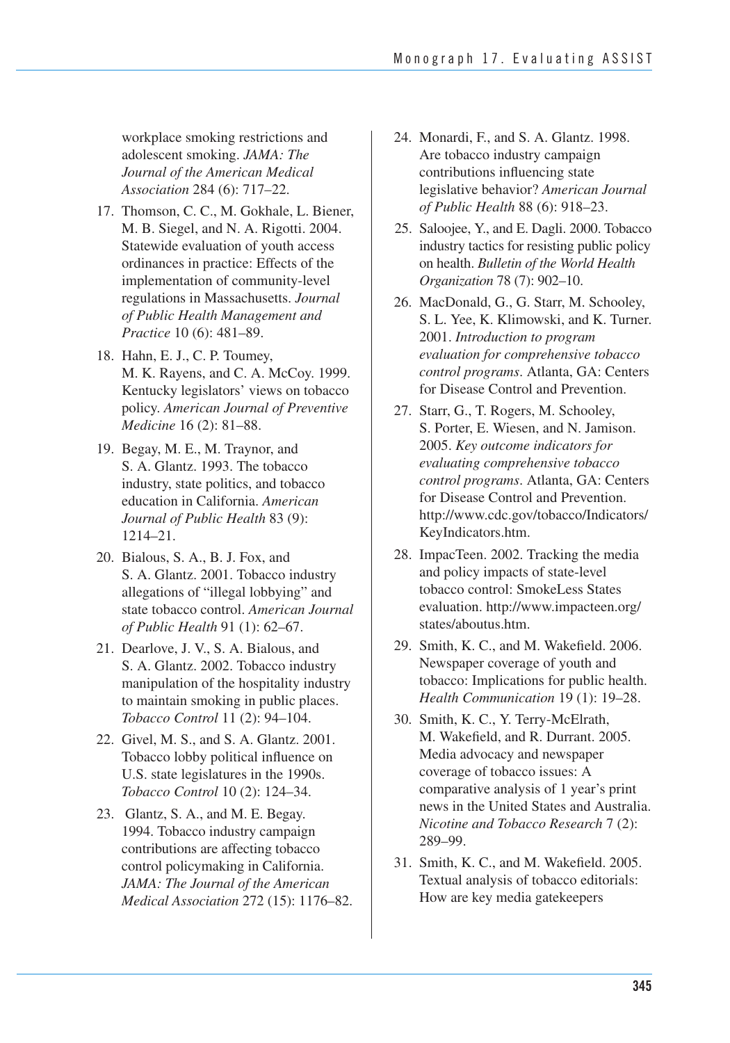workplace smoking restrictions and adolescent smoking. *JAMA: The Journal of the American Medical Association* 284 (6): 717–22.

17. Thomson, C. C., M. Gokhale, L. Biener, M. B. Siegel, and N. A. Rigotti. 2004. Statewide evaluation of youth access ordinances in practice: Effects of the implementation of community-level regulations in Massachusetts. *Journal of Public Health Management and Practice* 10 (6): 481–89.
18. Hahn, E. J., C. P. Toumey, M. K. Rayens, and C. A. McCoy. 1999. Kentucky legislators' views on tobacco policy. *American Journal of Preventive Medicine* 16 (2): 81–88.
19. Begay, M. E., M. Traynor, and S. A. Glantz. 1993. The tobacco industry, state politics, and tobacco education in California. *American Journal of Public Health* 83 (9): 1214–21.
20. Bialous, S. A., B. J. Fox, and S. A. Glantz. 2001. Tobacco industry allegations of "illegal lobbying" and state tobacco control. *American Journal of Public Health* 91 (1): 62–67.
21. Dearlove, J. V., S. A. Bialous, and S. A. Glantz. 2002. Tobacco industry manipulation of the hospitality industry to maintain smoking in public places. *Tobacco Control* 11 (2): 94–104.
22. Givel, M. S., and S. A. Glantz. 2001. Tobacco lobby political influence on U.S. state legislatures in the 1990s. *Tobacco Control* 10 (2): 124–34.
23. Glantz, S. A., and M. E. Begay. 1994. Tobacco industry campaign contributions are affecting tobacco control policymaking in California. *JAMA: The Journal of the American Medical Association* 272 (15): 1176–82.
24. Monardi, F., and S. A. Glantz. 1998. Are tobacco industry campaign contributions influencing state legislative behavior? *American Journal of Public Health* 88 (6): 918–23.
25. Saloojee, Y., and E. Dagli. 2000. Tobacco industry tactics for resisting public policy on health. *Bulletin of the World Health Organization* 78 (7): 902–10.
26. MacDonald, G., G. Starr, M. Schooley, S. L. Yee, K. Klimowski, and K. Turner. 2001. *Introduction to program evaluation for comprehensive tobacco control programs*. Atlanta, GA: Centers for Disease Control and Prevention.
27. Starr, G., T. Rogers, M. Schooley, S. Porter, E. Wiesen, and N. Jamison. 2005. *Key outcome indicators for evaluating comprehensive tobacco control programs*. Atlanta, GA: Centers for Disease Control and Prevention. http://www.cdc.gov/tobacco/Indicators/KeyIndicators.htm.
28. ImpacTeen. 2002. Tracking the media and policy impacts of state-level tobacco control: SmokeLess States evaluation. http://www.impacteen.org/states/aboutus.htm.
29. Smith, K. C., and M. Wakefield. 2006. Newspaper coverage of youth and tobacco: Implications for public health. *Health Communication* 19 (1): 19–28.
30. Smith, K. C., Y. Terry-McElrath, M. Wakefield, and R. Durrant. 2005. Media advocacy and newspaper coverage of tobacco issues: A comparative analysis of 1 year's print news in the United States and Australia. *Nicotine and Tobacco Research* 7 (2): 289–99.
31. Smith, K. C., and M. Wakefield. 2005. Textual analysis of tobacco editorials: How are key media gatekeepers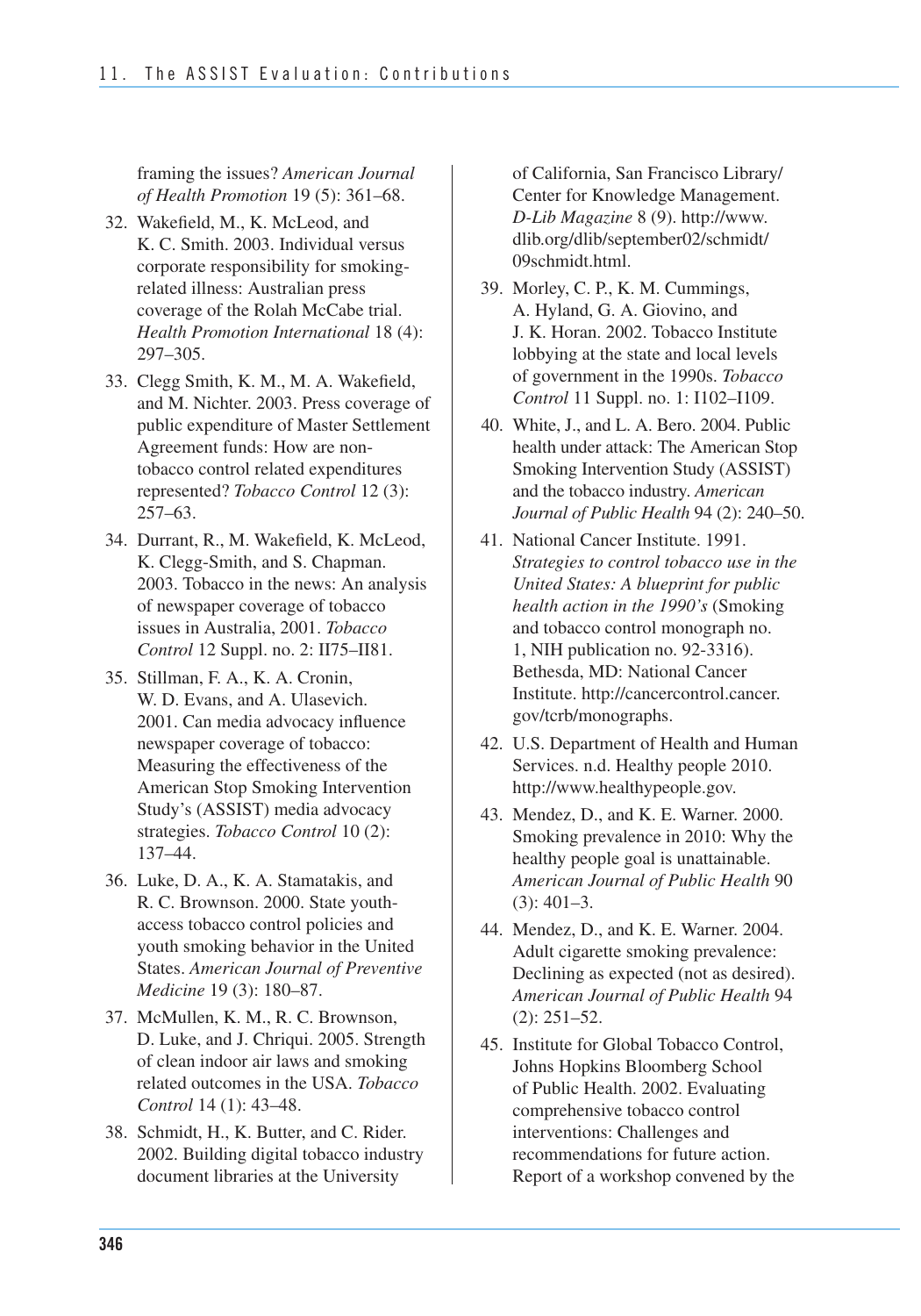framing the issues? *American Journal of Health Promotion* 19 (5): 361–68.

32. Wakefield, M., K. McLeod, and K. C. Smith. 2003. Individual versus corporate responsibility for smoking-related illness: Australian press coverage of the Rolah McCabe trial. *Health Promotion International* 18 (4): 297–305.
33. Clegg Smith, K. M., M. A. Wakefield, and M. Nichter. 2003. Press coverage of public expenditure of Master Settlement Agreement funds: How are non-tobacco control related expenditures represented? *Tobacco Control* 12 (3): 257–63.
34. Durrant, R., M. Wakefield, K. McLeod, K. Clegg-Smith, and S. Chapman. 2003. Tobacco in the news: An analysis of newspaper coverage of tobacco issues in Australia, 2001. *Tobacco Control* 12 Suppl. no. 2: II75–II81.
35. Stillman, F. A., K. A. Cronin, W. D. Evans, and A. Ulasevich. 2001. Can media advocacy influence newspaper coverage of tobacco: Measuring the effectiveness of the American Stop Smoking Intervention Study's (ASSIST) media advocacy strategies. *Tobacco Control* 10 (2): 137–44.
36. Luke, D. A., K. A. Stamatakis, and R. C. Brownson. 2000. State youth-access tobacco control policies and youth smoking behavior in the United States. *American Journal of Preventive Medicine* 19 (3): 180–87.
37. McMullen, K. M., R. C. Brownson, D. Luke, and J. Chriqui. 2005. Strength of clean indoor air laws and smoking related outcomes in the USA. *Tobacco Control* 14 (1): 43–48.
38. Schmidt, H., K. Butter, and C. Rider. 2002. Building digital tobacco industry document libraries at the University of California, San Francisco Library/Center for Knowledge Management. *D-Lib Magazine* 8 (9). http://www.dlib.org/dlib/september02/schmidt/09schmidt.html.
39. Morley, C. P., K. M. Cummings, A. Hyland, G. A. Giovino, and J. K. Horan. 2002. Tobacco Institute lobbying at the state and local levels of government in the 1990s. *Tobacco Control* 11 Suppl. no. 1: I102–I109.
40. White, J., and L. A. Bero. 2004. Public health under attack: The American Stop Smoking Intervention Study (ASSIST) and the tobacco industry. *American Journal of Public Health* 94 (2): 240–50.
41. National Cancer Institute. 1991. *Strategies to control tobacco use in the United States: A blueprint for public health action in the 1990's* (Smoking and tobacco control monograph no. 1, NIH publication no. 92-3316). Bethesda, MD: National Cancer Institute. http://cancercontrol.cancer.gov/tcrb/monographs.
42. U.S. Department of Health and Human Services. n.d. Healthy people 2010. http://www.healthypeople.gov.
43. Mendez, D., and K. E. Warner. 2000. Smoking prevalence in 2010: Why the healthy people goal is unattainable. *American Journal of Public Health* 90 (3): 401–3.
44. Mendez, D., and K. E. Warner. 2004. Adult cigarette smoking prevalence: Declining as expected (not as desired). *American Journal of Public Health* 94 (2): 251–52.
45. Institute for Global Tobacco Control, Johns Hopkins Bloomberg School of Public Health. 2002. Evaluating comprehensive tobacco control interventions: Challenges and recommendations for future action. Report of a workshop convened by the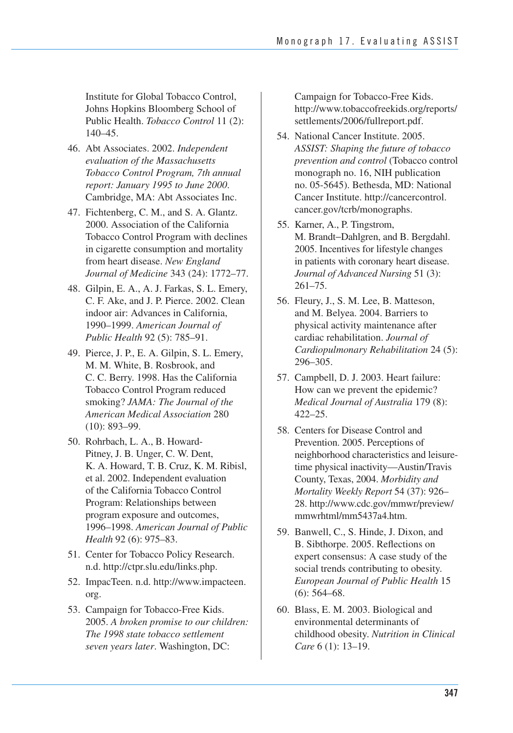Institute for Global Tobacco Control, Johns Hopkins Bloomberg School of Public Health. *Tobacco Control* 11 (2): 140–45.

46. Abt Associates. 2002. *Independent evaluation of the Massachusetts Tobacco Control Program, 7th annual report: January 1995 to June 2000*. Cambridge, MA: Abt Associates Inc.
47. Fichtenberg, C. M., and S. A. Glantz. 2000. Association of the California Tobacco Control Program with declines in cigarette consumption and mortality from heart disease. *New England Journal of Medicine* 343 (24): 1772–77.
48. Gilpin, E. A., A. J. Farkas, S. L. Emery, C. F. Ake, and J. P. Pierce. 2002. Clean indoor air: Advances in California, 1990–1999. *American Journal of Public Health* 92 (5): 785–91.
49. Pierce, J. P., E. A. Gilpin, S. L. Emery, M. M. White, B. Rosbrook, and C. C. Berry. 1998. Has the California Tobacco Control Program reduced smoking? *JAMA: The Journal of the American Medical Association* 280 (10): 893–99.
50. Rohrbach, L. A., B. Howard-Pitney, J. B. Unger, C. W. Dent, K. A. Howard, T. B. Cruz, K. M. Ribisl, et al. 2002. Independent evaluation of the California Tobacco Control Program: Relationships between program exposure and outcomes, 1996–1998. *American Journal of Public Health* 92 (6): 975–83.
51. Center for Tobacco Policy Research. n.d. http://ctpr.slu.edu/links.php.
52. ImpacTeen. n.d. http://www.impacteen.org.
53. Campaign for Tobacco-Free Kids. 2005. *A broken promise to our children: The 1998 state tobacco settlement seven years later*. Washington, DC: Campaign for Tobacco-Free Kids. http://www.tobaccofreekids.org/reports/settlements/2006/fullreport.pdf.
54. National Cancer Institute. 2005. *ASSIST: Shaping the future of tobacco prevention and control* (Tobacco control monograph no. 16, NIH publication no. 05-5645). Bethesda, MD: National Cancer Institute. http://cancercontrol.cancer.gov/tcrb/monographs.
55. Karner, A., P. Tingstrom, M. Brandt–Dahlgren, and B. Bergdahl. 2005. Incentives for lifestyle changes in patients with coronary heart disease. *Journal of Advanced Nursing* 51 (3): 261–75.
56. Fleury, J., S. M. Lee, B. Matteson, and M. Belyea. 2004. Barriers to physical activity maintenance after cardiac rehabilitation. *Journal of Cardiopulmonary Rehabilitation* 24 (5): 296–305.
57. Campbell, D. J. 2003. Heart failure: How can we prevent the epidemic? *Medical Journal of Australia* 179 (8): 422–25.
58. Centers for Disease Control and Prevention. 2005. Perceptions of neighborhood characteristics and leisure-time physical inactivity—Austin/Travis County, Texas, 2004. *Morbidity and Mortality Weekly Report* 54 (37): 926–28. http://www.cdc.gov/mmwr/preview/mmwrhtml/mm5437a4.htm.
59. Banwell, C., S. Hinde, J. Dixon, and B. Sibthorpe. 2005. Reflections on expert consensus: A case study of the social trends contributing to obesity. *European Journal of Public Health* 15 (6): 564–68.
60. Blass, E. M. 2003. Biological and environmental determinants of childhood obesity. *Nutrition in Clinical Care* 6 (1): 13–19.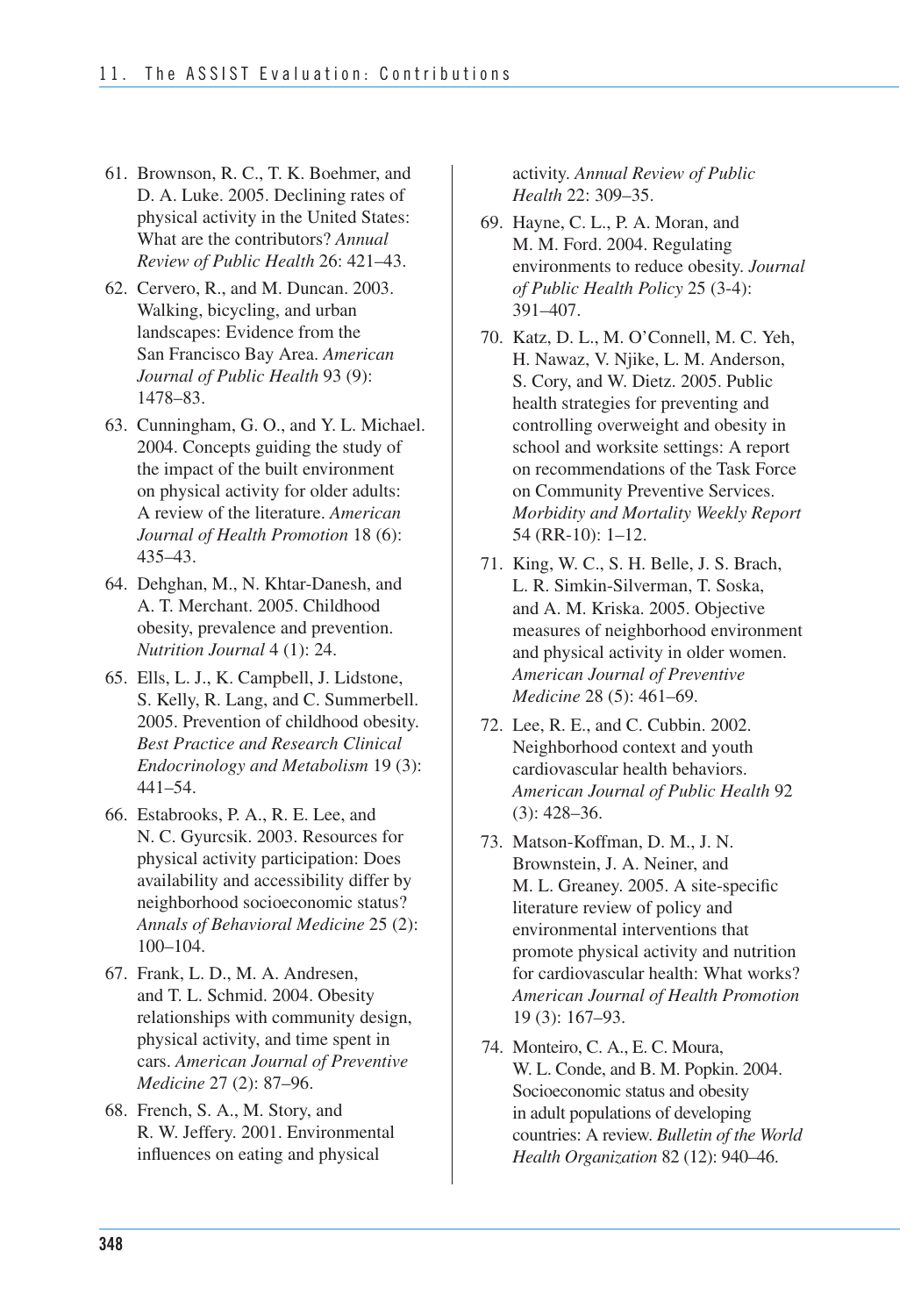61. Brownson, R. C., T. K. Boehmer, and D. A. Luke. 2005. Declining rates of physical activity in the United States: What are the contributors? *Annual Review of Public Health* 26: 421–43.
62. Cervero, R., and M. Duncan. 2003. Walking, bicycling, and urban landscapes: Evidence from the San Francisco Bay Area. *American Journal of Public Health* 93 (9): 1478–83.
63. Cunningham, G. O., and Y. L. Michael. 2004. Concepts guiding the study of the impact of the built environment on physical activity for older adults: A review of the literature. *American Journal of Health Promotion* 18 (6): 435–43.
64. Dehghan, M., N. Khtar-Danesh, and A. T. Merchant. 2005. Childhood obesity, prevalence and prevention. *Nutrition Journal* 4 (1): 24.
65. Ells, L. J., K. Campbell, J. Lidstone, S. Kelly, R. Lang, and C. Summerbell. 2005. Prevention of childhood obesity. *Best Practice and Research Clinical Endocrinology and Metabolism* 19 (3): 441–54.
66. Estabrooks, P. A., R. E. Lee, and N. C. Gyurcsik. 2003. Resources for physical activity participation: Does availability and accessibility differ by neighborhood socioeconomic status? *Annals of Behavioral Medicine* 25 (2): 100–104.
67. Frank, L. D., M. A. Andresen, and T. L. Schmid. 2004. Obesity relationships with community design, physical activity, and time spent in cars. *American Journal of Preventive Medicine* 27 (2): 87–96.
68. French, S. A., M. Story, and R. W. Jeffery. 2001. Environmental influences on eating and physical activity. *Annual Review of Public Health* 22: 309–35.
69. Hayne, C. L., P. A. Moran, and M. M. Ford. 2004. Regulating environments to reduce obesity. *Journal of Public Health Policy* 25 (3-4): 391–407.
70. Katz, D. L., M. O'Connell, M. C. Yeh, H. Nawaz, V. Njike, L. M. Anderson, S. Cory, and W. Dietz. 2005. Public health strategies for preventing and controlling overweight and obesity in school and worksite settings: A report on recommendations of the Task Force on Community Preventive Services. *Morbidity and Mortality Weekly Report* 54 (RR-10): 1–12.
71. King, W. C., S. H. Belle, J. S. Brach, L. R. Simkin-Silverman, T. Soska, and A. M. Kriska. 2005. Objective measures of neighborhood environment and physical activity in older women. *American Journal of Preventive Medicine* 28 (5): 461–69.
72. Lee, R. E., and C. Cubbin. 2002. Neighborhood context and youth cardiovascular health behaviors. *American Journal of Public Health* 92 (3): 428–36.
73. Matson-Koffman, D. M., J. N. Brownstein, J. A. Neiner, and M. L. Greaney. 2005. A site-specific literature review of policy and environmental interventions that promote physical activity and nutrition for cardiovascular health: What works? *American Journal of Health Promotion* 19 (3): 167–93.
74. Monteiro, C. A., E. C. Moura, W. L. Conde, and B. M. Popkin. 2004. Socioeconomic status and obesity in adult populations of developing countries: A review. *Bulletin of the World Health Organization* 82 (12): 940–46.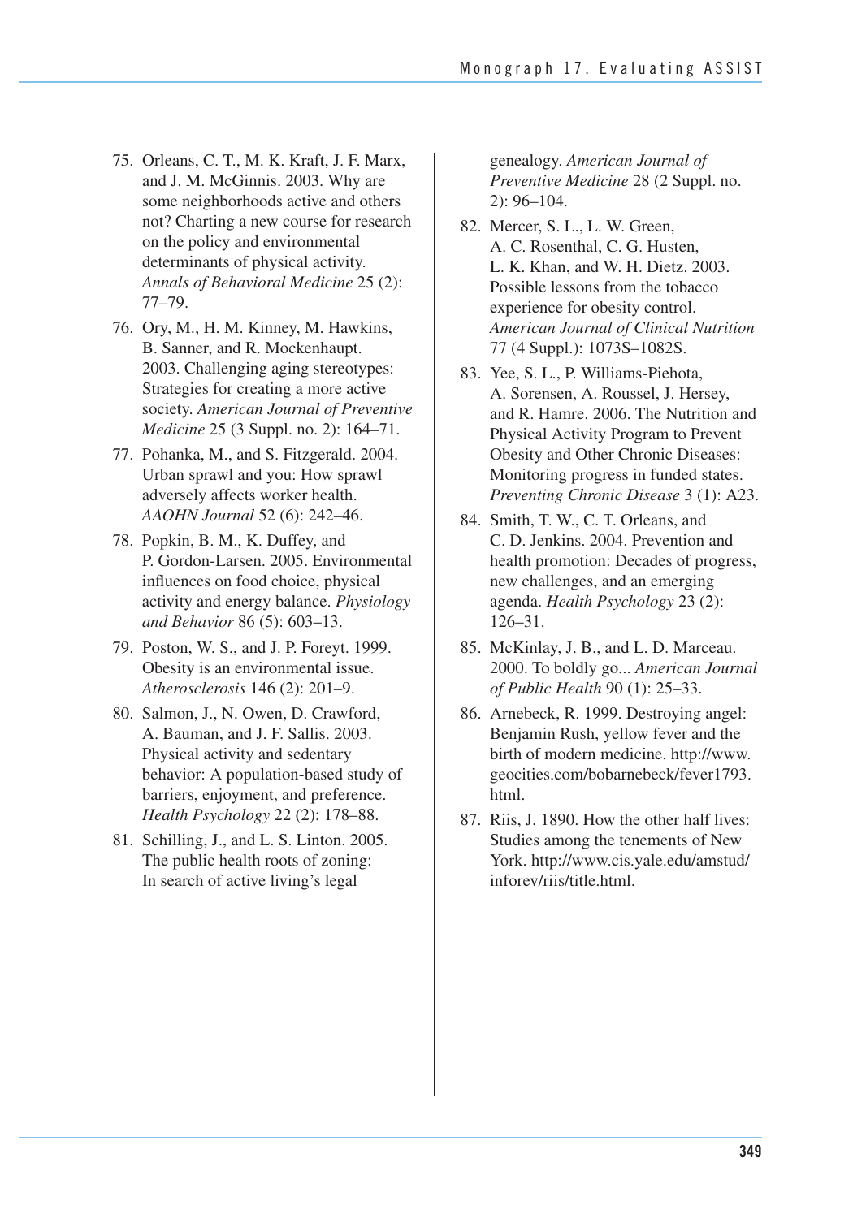75. Orleans, C. T., M. K. Kraft, J. F. Marx, and J. M. McGinnis. 2003. Why are some neighborhoods active and others not? Charting a new course for research on the policy and environmental determinants of physical activity. *Annals of Behavioral Medicine* 25 (2): 77–79.
76. Ory, M., H. M. Kinney, M. Hawkins, B. Sanner, and R. Mockenhaupt. 2003. Challenging aging stereotypes: Strategies for creating a more active society. *American Journal of Preventive Medicine* 25 (3 Suppl. no. 2): 164–71.
77. Pohanka, M., and S. Fitzgerald. 2004. Urban sprawl and you: How sprawl adversely affects worker health. *AAOHN Journal* 52 (6): 242–46.
78. Popkin, B. M., K. Duffey, and P. Gordon-Larsen. 2005. Environmental influences on food choice, physical activity and energy balance. *Physiology and Behavior* 86 (5): 603–13.
79. Poston, W. S., and J. P. Foreyt. 1999. Obesity is an environmental issue. *Atherosclerosis* 146 (2): 201–9.
80. Salmon, J., N. Owen, D. Crawford, A. Bauman, and J. F. Sallis. 2003. Physical activity and sedentary behavior: A population-based study of barriers, enjoyment, and preference. *Health Psychology* 22 (2): 178–88.
81. Schilling, J., and L. S. Linton. 2005. The public health roots of zoning: In search of active living's legal genealogy. *American Journal of Preventive Medicine* 28 (2 Suppl. no. 2): 96–104.
82. Mercer, S. L., L. W. Green, A. C. Rosenthal, C. G. Husten, L. K. Khan, and W. H. Dietz. 2003. Possible lessons from the tobacco experience for obesity control. *American Journal of Clinical Nutrition* 77 (4 Suppl.): 1073S–1082S.
83. Yee, S. L., P. Williams-Piehota, A. Sorensen, A. Roussel, J. Hersey, and R. Hamre. 2006. The Nutrition and Physical Activity Program to Prevent Obesity and Other Chronic Diseases: Monitoring progress in funded states. *Preventing Chronic Disease* 3 (1): A23.
84. Smith, T. W., C. T. Orleans, and C. D. Jenkins. 2004. Prevention and health promotion: Decades of progress, new challenges, and an emerging agenda. *Health Psychology* 23 (2): 126–31.
85. McKinlay, J. B., and L. D. Marceau. 2000. To boldly go... *American Journal of Public Health* 90 (1): 25–33.
86. Arnebeck, R. 1999. Destroying angel: Benjamin Rush, yellow fever and the birth of modern medicine. http://www.geocities.com/bobarnebeck/fever1793.html.
87. Riis, J. 1890. How the other half lives: Studies among the tenements of New York. http://www.cis.yale.edu/amstud/inforev/riis/title.html.